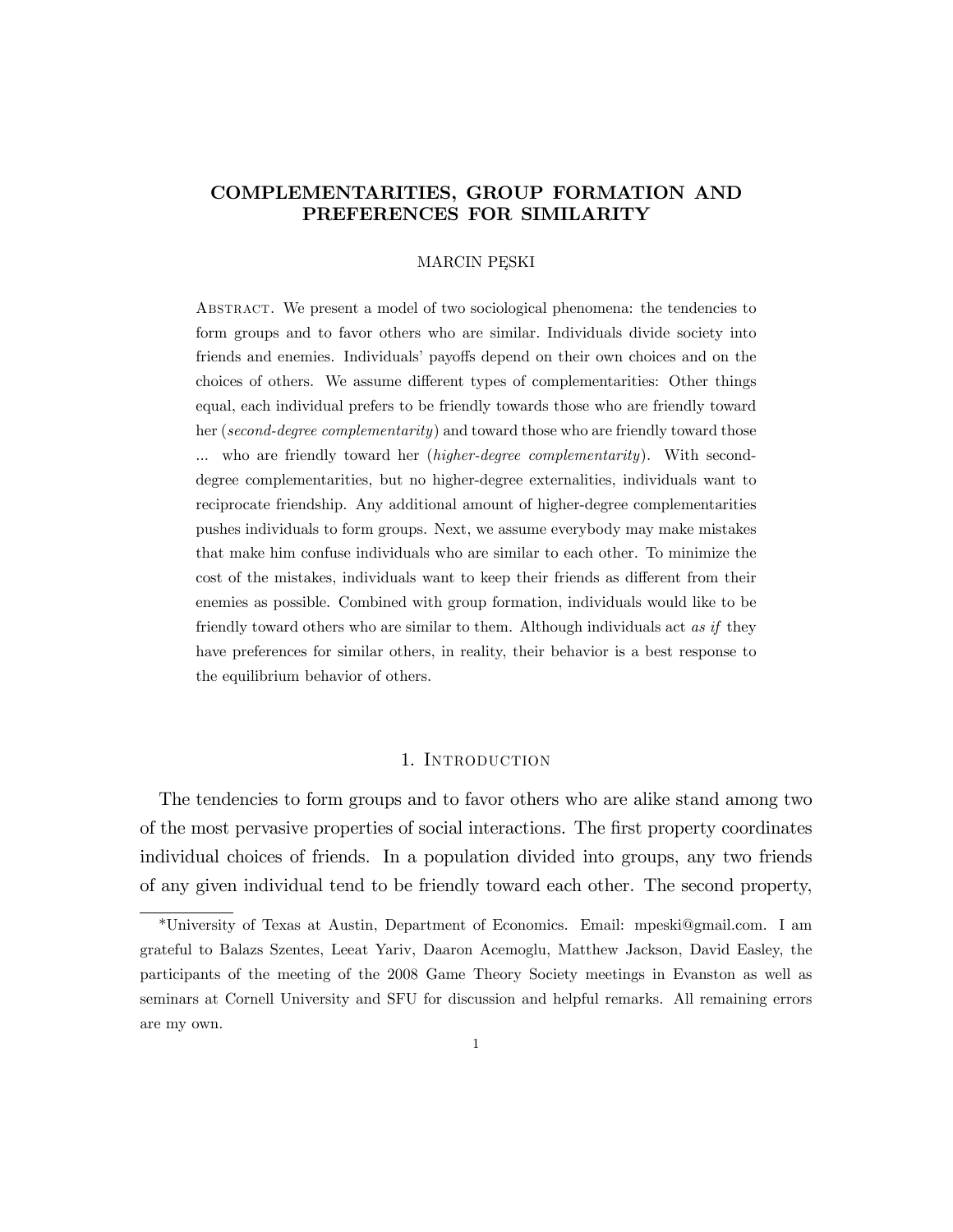# COMPLEMENTARITIES, GROUP FORMATION AND PREFERENCES FOR SIMILARITY

MARCIN PĘSKI

Abstract. We present a model of two sociological phenomena: the tendencies to form groups and to favor others who are similar. Individuals divide society into friends and enemies. Individuals' payoffs depend on their own choices and on the choices of others. We assume different types of complementarities: Other things equal, each individual prefers to be friendly towards those who are friendly toward her (*second-degree complementarity*) and toward those who are friendly toward those ... who are friendly toward her (*higher-degree complementarity*). With second-degree complementarities, but no higher-degree externalities, individuals want to reciprocate friendship. Any additional amount of higher-degree complementarities pushes individuals to form groups. Next, we assume everybody may make mistakes that make him confuse individuals who are similar to each other. To minimize the cost of the mistakes, individuals want to keep their friends as different from their enemies as possible. Combined with group formation, individuals would like to be friendly toward others who are similar to them. Although individuals act *as if* they have preferences for similar others, in reality, their behavior is a best response to the equilibrium behavior of others.

## 1. Introduction

The tendencies to form groups and to favor others who are alike stand among two of the most pervasive properties of social interactions. The first property coordinates individual choices of friends. In a population divided into groups, any two friends of any given individual tend to be friendly toward each other. The second property,

*University of Texas at Austin, Department of Economics. Email: mpeski@gmail.com. I am grateful to Balazs Szentes, Leeat Yariv, Daaron Acemoglu, Matthew Jackson, David Easley, the participants of the meeting of the 2008 Game Theory Society meetings in Evanston as well as seminars at Cornell University and SFU for discussion and helpful remarks. All remaining errors are my own.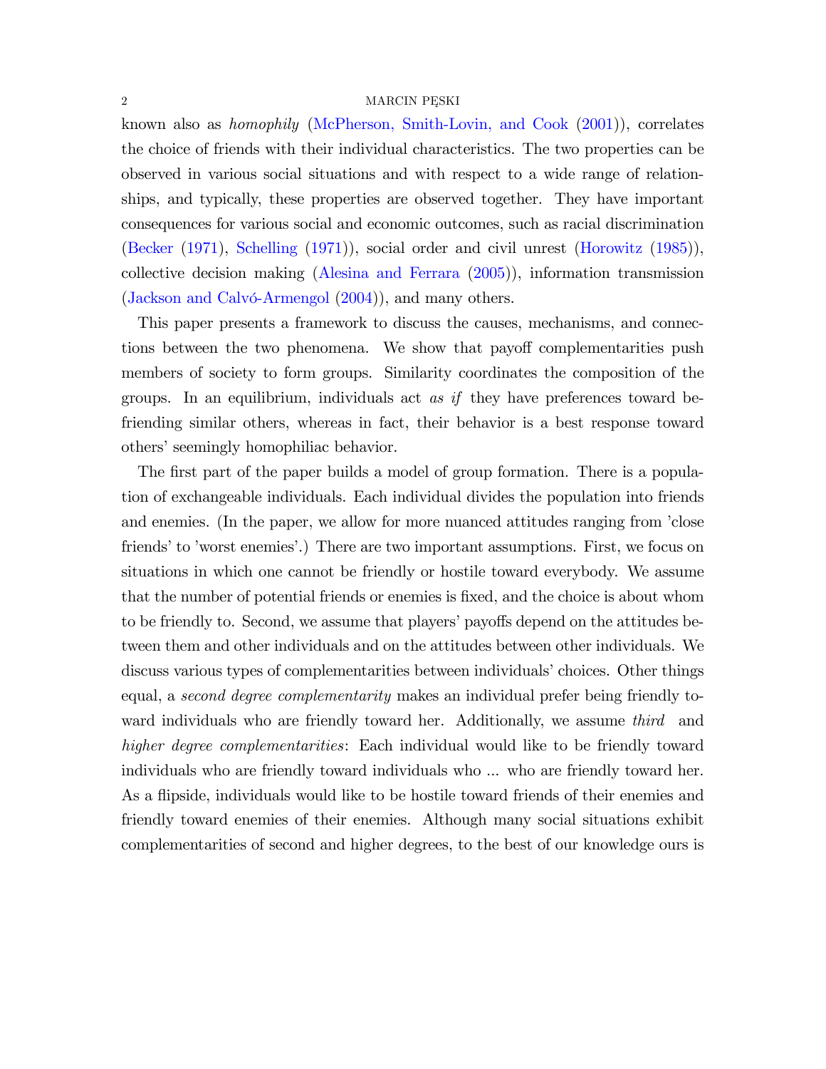known also as *homophily* (McPherson, Smith-Lovin, and Cook (2001)), correlates the choice of friends with their individual characteristics. The two properties can be observed in various social situations and with respect to a wide range of relationships, and typically, these properties are observed together. They have important consequences for various social and economic outcomes, such as racial discrimination (Becker (1971), Schelling (1971)), social order and civil unrest (Horowitz (1985)), collective decision making (Alesina and Ferrara (2005)), information transmission (Jackson and Calvó-Armengol (2004)), and many others.

This paper presents a framework to discuss the causes, mechanisms, and connections between the two phenomena. We show that payoff complementarities push members of society to form groups. Similarity coordinates the composition of the groups. In an equilibrium, individuals act *as if* they have preferences toward befriending similar others, whereas in fact, their behavior is a best response toward others' seemingly homophiliac behavior.

The first part of the paper builds a model of group formation. There is a population of exchangeable individuals. Each individual divides the population into friends and enemies. (In the paper, we allow for more nuanced attitudes ranging from 'close friends' to 'worst enemies'.) There are two important assumptions. First, we focus on situations in which one cannot be friendly or hostile toward everybody. We assume that the number of potential friends or enemies is fixed, and the choice is about whom to be friendly to. Second, we assume that players' payoffs depend on the attitudes between them and other individuals and on the attitudes between other individuals. We discuss various types of complementarities between individuals' choices. Other things equal, a *second degree complementarity* makes an individual prefer being friendly toward individuals who are friendly toward her. Additionally, we assume *third* and *higher degree complementarities*: Each individual would like to be friendly toward individuals who are friendly toward individuals who ... who are friendly toward her. As a flipside, individuals would like to be hostile toward friends of their enemies and friendly toward enemies of their enemies. Although many social situations exhibit complementarities of second and higher degrees, to the best of our knowledge ours is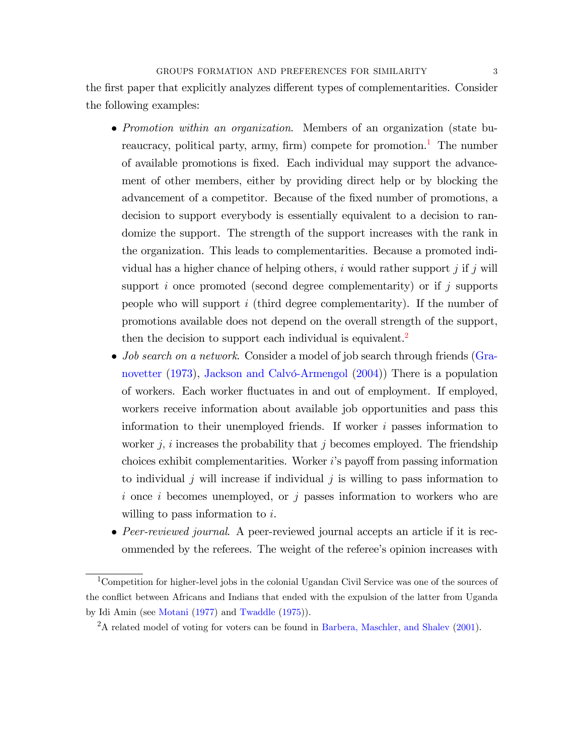the first paper that explicitly analyzes different types of complementarities. Consider the following examples:

- *Promotion within an organization*. Members of an organization (state bureaucracy, political party, army, firm) compete for promotion.[1] The number of available promotions is fixed. Each individual may support the advancement of other members, either by providing direct help or by blocking the advancement of a competitor. Because of the fixed number of promotions, a decision to support everybody is essentially equivalent to a decision to randomize the support. The strength of the support increases with the rank in the organization. This leads to complementarities. Because a promoted individual has a higher chance of helping others, $i$ would rather support $j$ if $j$ will support $i$ once promoted (second degree complementarity) or if $j$ supports people who will support $i$ (third degree complementarity). If the number of promotions available does not depend on the overall strength of the support, then the decision to support each individual is equivalent.[2]
- *Job search on a network*. Consider a model of job search through friends (Granovetter (1973), Jackson and Calvó-Armengol (2004)) There is a population of workers. Each worker fluctuates in and out of employment. If employed, workers receive information about available job opportunities and pass this information to their unemployed friends. If worker $i$ passes information to worker $j$, $i$ increases the probability that $j$ becomes employed. The friendship choices exhibit complementarities. Worker $i$'s payoff from passing information to individual $j$ will increase if individual $j$ is willing to pass information to $i$ once $i$ becomes unemployed, or $j$ passes information to workers who are willing to pass information to $i$.
- *Peer-reviewed journal*. A peer-reviewed journal accepts an article if it is recommended by the referees. The weight of the referee's opinion increases with

[1] Competition for higher-level jobs in the colonial Ugandan Civil Service was one of the sources of the conflict between Africans and Indians that ended with the expulsion of the latter from Uganda by Idi Amin (see Motani (1977) and Twaddle (1975)).

[2] A related model of voting for voters can be found in Barbera, Maschler, and Shalev (2001).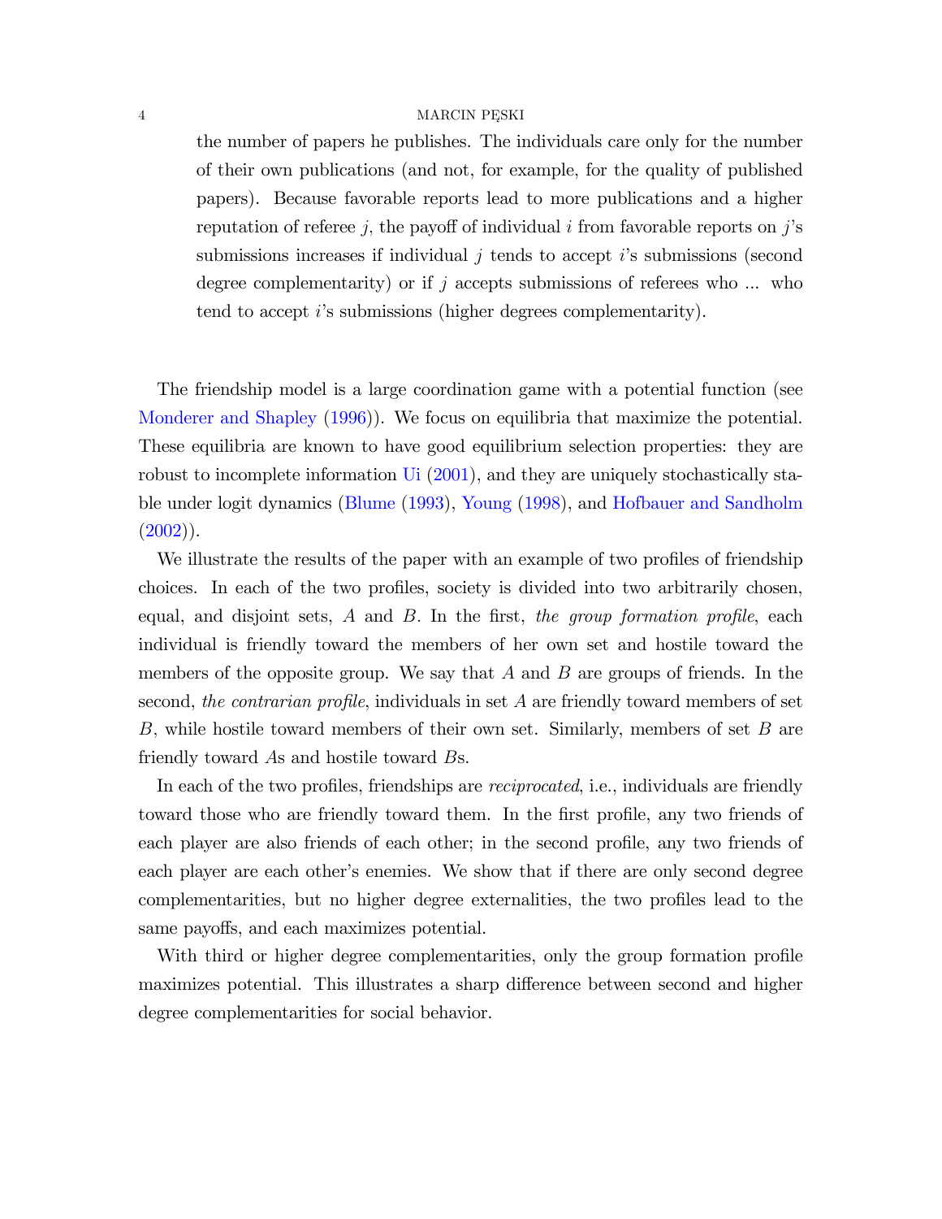the number of papers he publishes. The individuals care only for the number of their own publications (and not, for example, for the quality of published papers). Because favorable reports lead to more publications and a higher reputation of referee $j$, the payoff of individual $i$ from favorable reports on $j$'s submissions increases if individual $j$ tends to accept $i$'s submissions (second degree complementarity) or if $j$ accepts submissions of referees who ... who tend to accept $i$'s submissions (higher degrees complementarity).

The friendship model is a large coordination game with a potential function (see Monderer and Shapley (1996)). We focus on equilibria that maximize the potential. These equilibria are known to have good equilibrium selection properties: they are robust to incomplete information Ui (2001), and they are uniquely stochastically stable under logit dynamics (Blume (1993), Young (1998), and Hofbauer and Sandholm (2002)).

We illustrate the results of the paper with an example of two profiles of friendship choices. In each of the two profiles, society is divided into two arbitrarily chosen, equal, and disjoint sets, $A$ and $B$. In the first, *the group formation profile*, each individual is friendly toward the members of her own set and hostile toward the members of the opposite group. We say that $A$ and $B$ are groups of friends. In the second, *the contrarian profile*, individuals in set $A$ are friendly toward members of set $B$, while hostile toward members of their own set. Similarly, members of set $B$ are friendly toward $A$s and hostile toward $B$s.

In each of the two profiles, friendships are *reciprocated*, i.e., individuals are friendly toward those who are friendly toward them. In the first profile, any two friends of each player are also friends of each other; in the second profile, any two friends of each player are each other's enemies. We show that if there are only second degree complementarities, but no higher degree externalities, the two profiles lead to the same payoffs, and each maximizes potential.

With third or higher degree complementarities, only the group formation profile maximizes potential. This illustrates a sharp difference between second and higher degree complementarities for social behavior.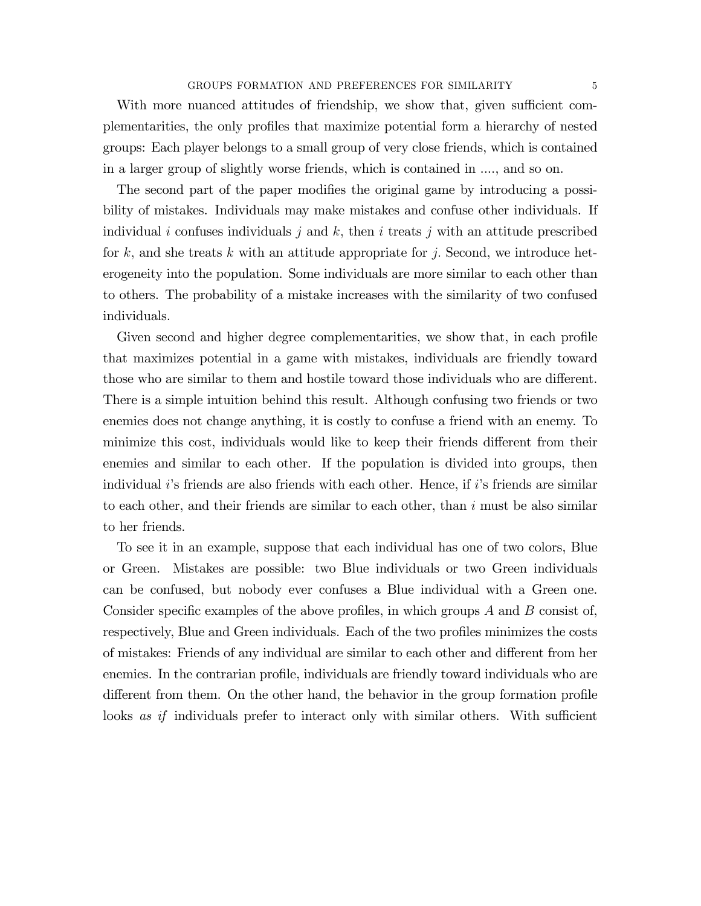With more nuanced attitudes of friendship, we show that, given sufficient complementarities, the only profiles that maximize potential form a hierarchy of nested groups: Each player belongs to a small group of very close friends, which is contained in a larger group of slightly worse friends, which is contained in ...., and so on.

The second part of the paper modifies the original game by introducing a possibility of mistakes. Individuals may make mistakes and confuse other individuals. If individual $i$ confuses individuals $j$ and $k$, then $i$ treats $j$ with an attitude prescribed for $k$, and she treats $k$ with an attitude appropriate for $j$. Second, we introduce heterogeneity into the population. Some individuals are more similar to each other than to others. The probability of a mistake increases with the similarity of two confused individuals.

Given second and higher degree complementarities, we show that, in each profile that maximizes potential in a game with mistakes, individuals are friendly toward those who are similar to them and hostile toward those individuals who are different. There is a simple intuition behind this result. Although confusing two friends or two enemies does not change anything, it is costly to confuse a friend with an enemy. To minimize this cost, individuals would like to keep their friends different from their enemies and similar to each other. If the population is divided into groups, then individual $i$'s friends are also friends with each other. Hence, if $i$'s friends are similar to each other, and their friends are similar to each other, than $i$ must be also similar to her friends.

To see it in an example, suppose that each individual has one of two colors, Blue or Green. Mistakes are possible: two Blue individuals or two Green individuals can be confused, but nobody ever confuses a Blue individual with a Green one. Consider specific examples of the above profiles, in which groups $A$ and $B$ consist of, respectively, Blue and Green individuals. Each of the two profiles minimizes the costs of mistakes: Friends of any individual are similar to each other and different from her enemies. In the contrarian profile, individuals are friendly toward individuals who are different from them. On the other hand, the behavior in the group formation profile looks *as if* individuals prefer to interact only with similar others. With sufficient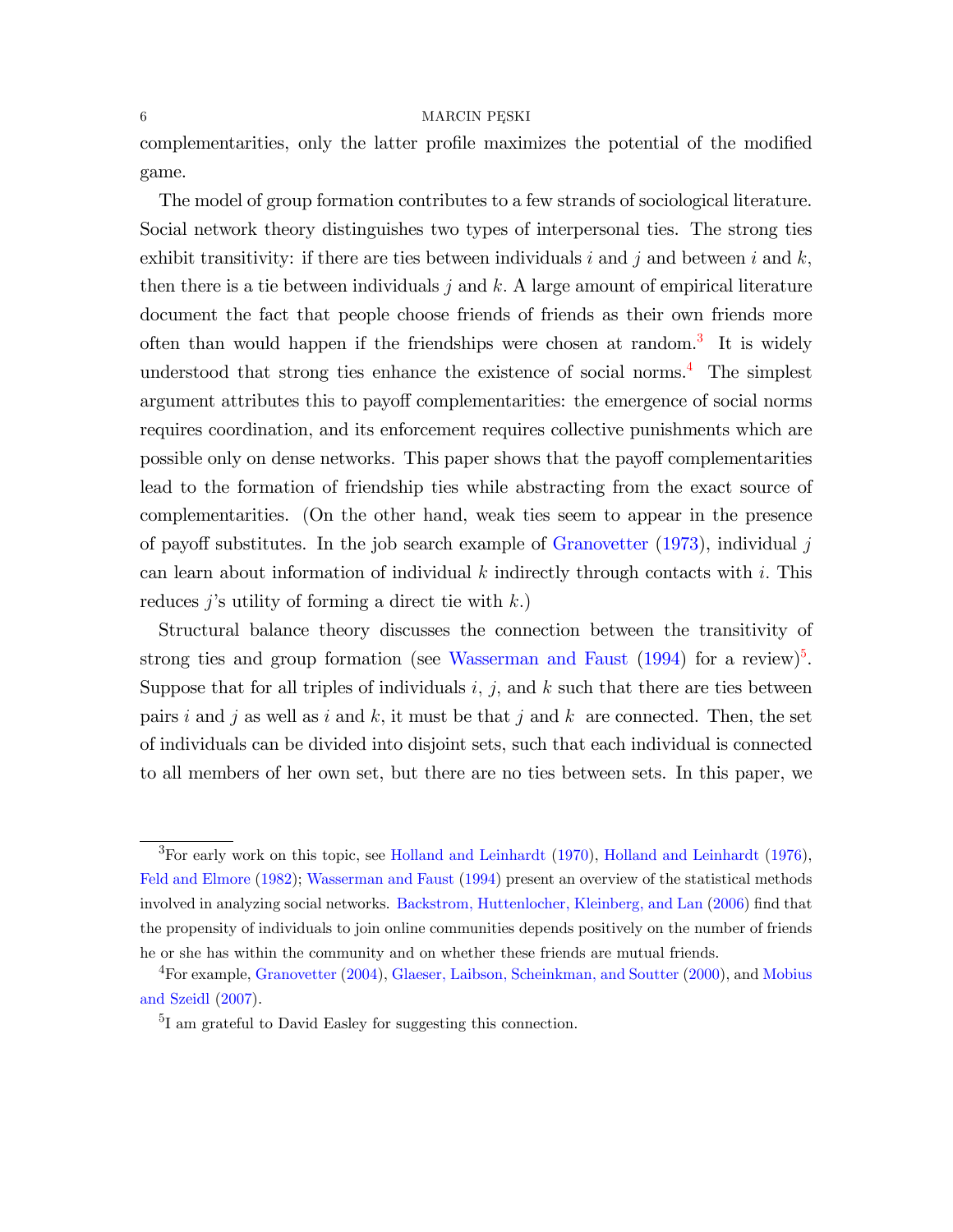complementarities, only the latter profile maximizes the potential of the modified game.

The model of group formation contributes to a few strands of sociological literature. Social network theory distinguishes two types of interpersonal ties. The strong ties exhibit transitivity: if there are ties between individuals $i$ and $j$ and between $i$ and $k$, then there is a tie between individuals $j$ and $k$. A large amount of empirical literature document the fact that people choose friends of friends as their own friends more often than would happen if the friendships were chosen at random.[3] It is widely understood that strong ties enhance the existence of social norms.[4] The simplest argument attributes this to payoff complementarities: the emergence of social norms requires coordination, and its enforcement requires collective punishments which are possible only on dense networks. This paper shows that the payoff complementarities lead to the formation of friendship ties while abstracting from the exact source of complementarities. (On the other hand, weak ties seem to appear in the presence of payoff substitutes. In the job search example of Granovetter (1973), individual $j$ can learn about information of individual $k$ indirectly through contacts with $i$. This reduces $j$'s utility of forming a direct tie with $k$.)

Structural balance theory discusses the connection between the transitivity of strong ties and group formation (see Wasserman and Faust (1994) for a review)[5]. Suppose that for all triples of individuals $i$, $j$, and $k$ such that there are ties between pairs $i$ and $j$ as well as $i$ and $k$, it must be that $j$ and $k$ are connected. Then, the set of individuals can be divided into disjoint sets, such that each individual is connected to all members of her own set, but there are no ties between sets. In this paper, we

[3] For early work on this topic, see Holland and Leinhardt (1970), Holland and Leinhardt (1976), Feld and Elmore (1982); Wasserman and Faust (1994) present an overview of the statistical methods involved in analyzing social networks. Backstrom, Huttenlocher, Kleinberg, and Lan (2006) find that the propensity of individuals to join online communities depends positively on the number of friends he or she has within the community and on whether these friends are mutual friends.

[4] For example, Granovetter (2004), Glaeser, Laibson, Scheinkman, and Soutter (2000), and Mobius and Szeidl (2007).

[5] I am grateful to David Easley for suggesting this connection.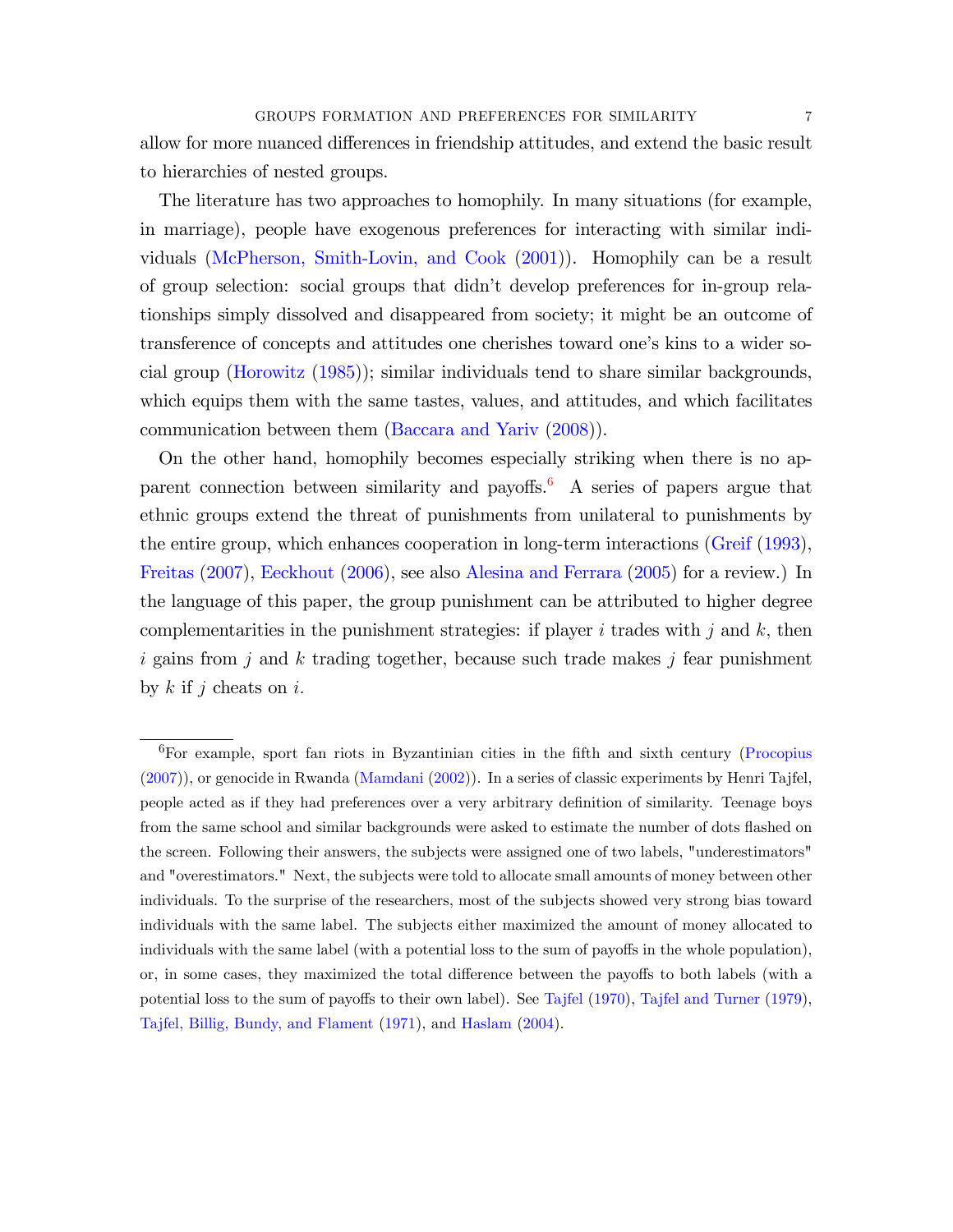allow for more nuanced differences in friendship attitudes, and extend the basic result to hierarchies of nested groups.

The literature has two approaches to homophily. In many situations (for example, in marriage), people have exogenous preferences for interacting with similar individuals (McPherson, Smith-Lovin, and Cook (2001)). Homophily can be a result of group selection: social groups that didn't develop preferences for in-group relationships simply dissolved and disappeared from society; it might be an outcome of transference of concepts and attitudes one cherishes toward one's kins to a wider social group (Horowitz (1985)); similar individuals tend to share similar backgrounds, which equips them with the same tastes, values, and attitudes, and which facilitates communication between them (Baccara and Yariv (2008)).

On the other hand, homophily becomes especially striking when there is no apparent connection between similarity and payoffs.[6] A series of papers argue that ethnic groups extend the threat of punishments from unilateral to punishments by the entire group, which enhances cooperation in long-term interactions (Greif (1993), Freitas (2007), Eeckhout (2006), see also Alesina and Ferrara (2005) for a review.) In the language of this paper, the group punishment can be attributed to higher degree complementarities in the punishment strategies: if player $i$ trades with $j$ and $k$, then $i$ gains from $j$ and $k$ trading together, because such trade makes $j$ fear punishment by $k$ if $j$ cheats on $i$.

[6] For example, sport fan riots in Byzantinian cities in the fifth and sixth century (Procopius (2007)), or genocide in Rwanda (Mamdani (2002)). In a series of classic experiments by Henri Tajfel, people acted as if they had preferences over a very arbitrary definition of similarity. Teenage boys from the same school and similar backgrounds were asked to estimate the number of dots flashed on the screen. Following their answers, the subjects were assigned one of two labels, "underestimators" and "overestimators." Next, the subjects were told to allocate small amounts of money between other individuals. To the surprise of the researchers, most of the subjects showed very strong bias toward individuals with the same label. The subjects either maximized the amount of money allocated to individuals with the same label (with a potential loss to the sum of payoffs in the whole population), or, in some cases, they maximized the total difference between the payoffs to both labels (with a potential loss to the sum of payoffs to their own label). See Tajfel (1970), Tajfel and Turner (1979), Tajfel, Billig, Bundy, and Flament (1971), and Haslam (2004).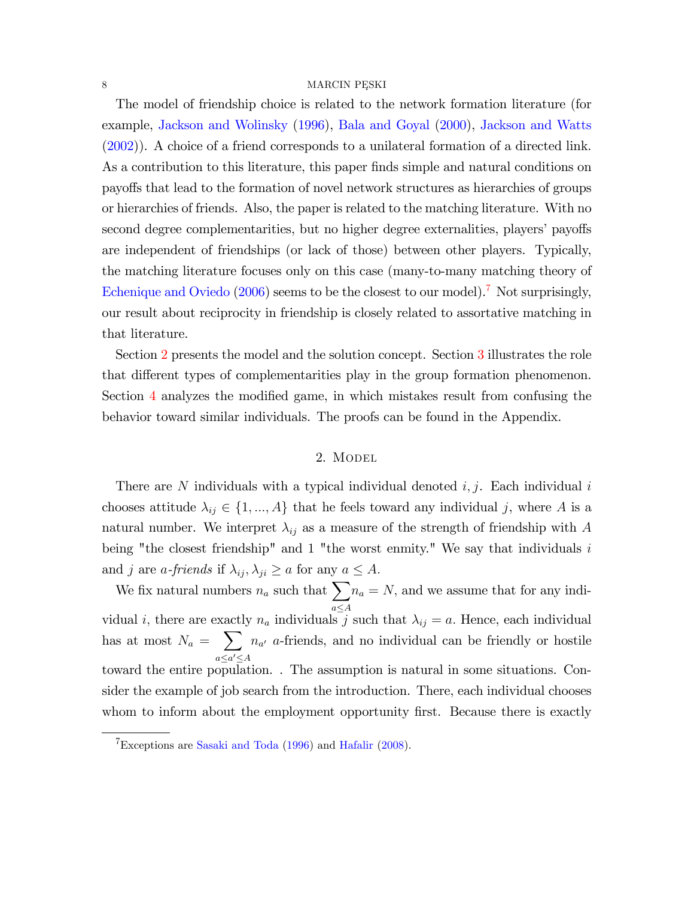The model of friendship choice is related to the network formation literature (for example, Jackson and Wolinsky (1996), Bala and Goyal (2000), Jackson and Watts (2002)). A choice of a friend corresponds to a unilateral formation of a directed link. As a contribution to this literature, this paper finds simple and natural conditions on payoffs that lead to the formation of novel network structures as hierarchies of groups or hierarchies of friends. Also, the paper is related to the matching literature. With no second degree complementarities, but no higher degree externalities, players' payoffs are independent of friendships (or lack of those) between other players. Typically, the matching literature focuses only on this case (many-to-many matching theory of Echenique and Oviedo (2006) seems to be the closest to our model).[7] Not surprisingly, our result about reciprocity in friendship is closely related to assortative matching in that literature.

Section 2 presents the model and the solution concept. Section 3 illustrates the role that different types of complementarities play in the group formation phenomenon. Section 4 analyzes the modified game, in which mistakes result from confusing the behavior toward similar individuals. The proofs can be found in the Appendix.

## 2. Model

There are $N$ individuals with a typical individual denoted $i, j$. Each individual $i$ chooses attitude $\lambda_{ij} \in \{1, ..., A\}$ that he feels toward any individual $j$, where $A$ is a natural number. We interpret $\lambda_{ij}$ as a measure of the strength of friendship with $A$ being "the closest friendship" and 1 "the worst enmity." We say that individuals $i$ and $j$ are *a-friends* if $\lambda_{ij}, \lambda_{ji} \geq a$ for any $a \leq A$.

We fix natural numbers $n_a$ such that $\sum_{a \leq A} n_a = N$, and we assume that for any individual $i$, there are exactly $n_a$ individuals $j$ such that $\lambda_{ij} = a$. Hence, each individual has at most $N_a = \sum_{a \leq a' \leq A} n_{a'}$ $a$-friends, and no individual can be friendly or hostile toward the entire population. . The assumption is natural in some situations. Consider the example of job search from the introduction. There, each individual chooses whom to inform about the employment opportunity first. Because there is exactly

[7] Exceptions are Sasaki and Toda (1996) and Hafalir (2008).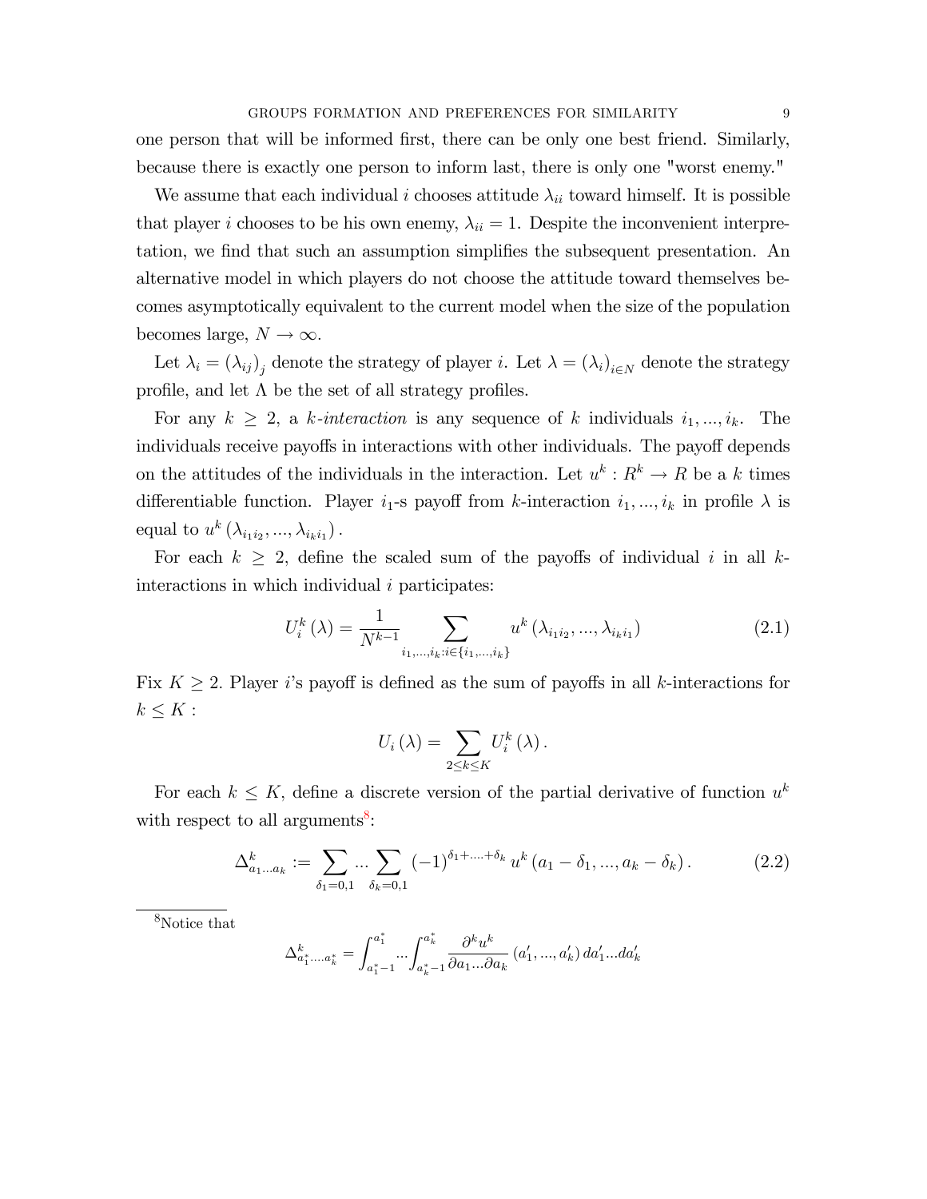one person that will be informed first, there can be only one best friend. Similarly, because there is exactly one person to inform last, there is only one "worst enemy."

We assume that each individual $i$ chooses attitude $\lambda_{ii}$ toward himself. It is possible that player $i$ chooses to be his own enemy, $\lambda_{ii} = 1$. Despite the inconvenient interpretation, we find that such an assumption simplifies the subsequent presentation. An alternative model in which players do not choose the attitude toward themselves becomes asymptotically equivalent to the current model when the size of the population becomes large, $N \to \infty$.

Let $\lambda_i = (\lambda_{ij})_j$ denote the strategy of player $i$. Let $\lambda = (\lambda_i)_{i \in N}$ denote the strategy profile, and let $\Lambda$ be the set of all strategy profiles.

For any $k \geq 2$, a *k-interaction* is any sequence of $k$ individuals $i_1, ..., i_k$. The individuals receive payoffs in interactions with other individuals. The payoff depends on the attitudes of the individuals in the interaction. Let $u^k : R^k \to R$ be a $k$ times differentiable function. Player $i_1$-s payoff from $k$-interaction $i_1, ..., i_k$ in profile $\lambda$ is equal to $u^k(\lambda_{i_1 i_2}, ..., \lambda_{i_k i_1})$.

For each $k \geq 2$, define the scaled sum of the payoffs of individual $i$ in all $k$-interactions in which individual $i$ participates:

$$U_i^k(\lambda) = \frac{1}{N^{k-1}} \sum_{i_1, ..., i_k : i \in \{i_1, ..., i_k\}} u^k(\lambda_{i_1 i_2}, ..., \lambda_{i_k i_1}) \tag{2.1}$$

Fix $K \geq 2$. Player $i$'s payoff is defined as the sum of payoffs in all $k$-interactions for $k \leq K$:

$$U_i(\lambda) = \sum_{2 \leq k \leq K} U_i^k(\lambda).$$

For each $k \leq K$, define a discrete version of the partial derivative of function $u^k$ with respect to all arguments[8]:

$$\Delta^k_{a_1 ... a_k} := \sum_{\delta_1 = 0,1} ... \sum_{\delta_k = 0,1} (-1)^{\delta_1 + ... + \delta_k} u^k(a_1 - \delta_1, ..., a_k - \delta_k). \tag{2.2}$$

[8]Notice that

$$\Delta^k_{a_1^* ... a_k^*} = \int_{a_1^* - 1}^{a_1^*} ... \int_{a_k^* - 1}^{a_k^*} \frac{\partial^k u^k}{\partial a_1 ... \partial a_k}(a_1', ..., a_k') \, da_1' ... da_k'$$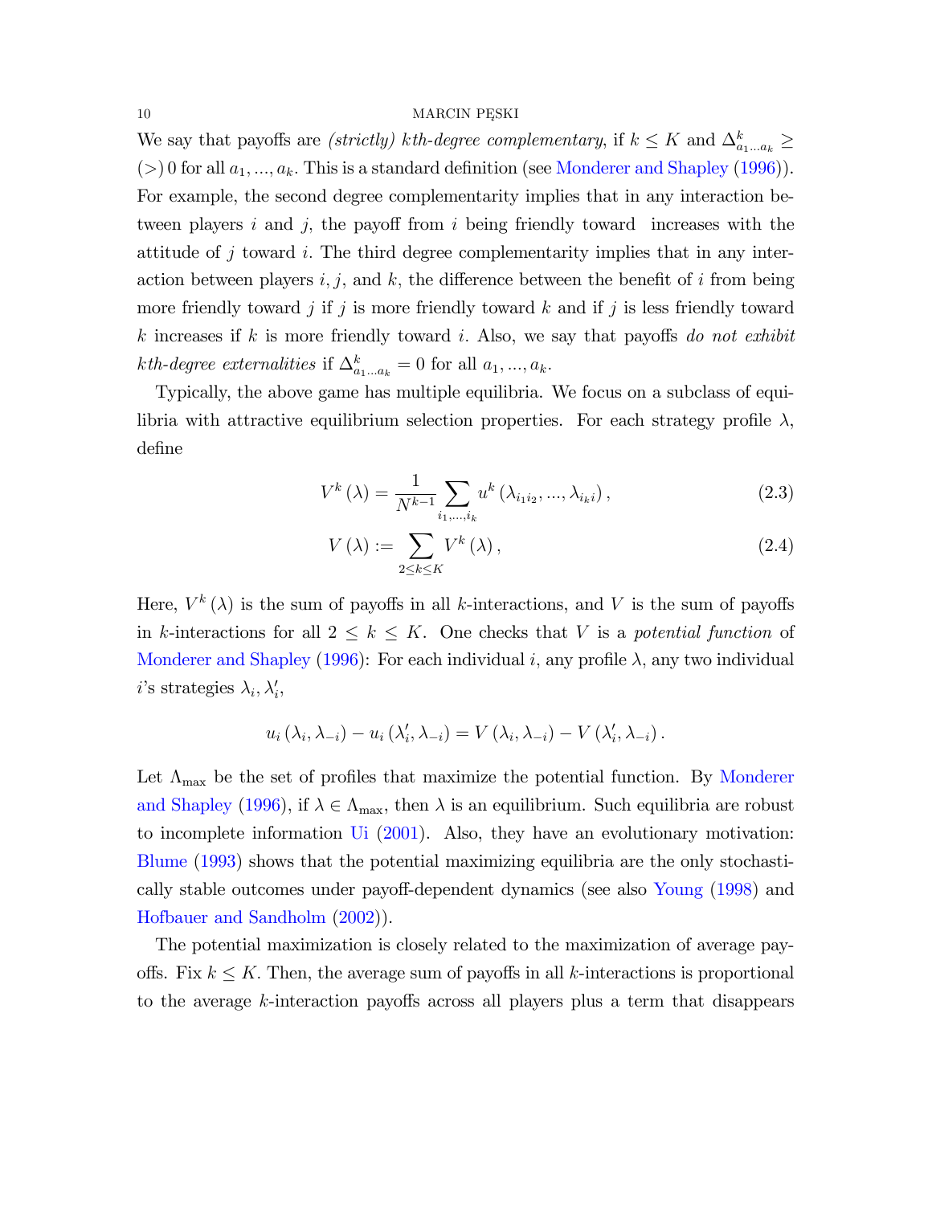We say that payoffs are *(strictly) kth-degree complementary*, if $k \leq K$ and $\Delta^k_{a_1 \dots a_k} \geq (>) \, 0$ for all $a_1, ..., a_k$. This is a standard definition (see Monderer and Shapley (1996)). For example, the second degree complementarity implies that in any interaction between players $i$ and $j$, the payoff from $i$ being friendly toward  increases with the attitude of $j$ toward $i$. The third degree complementarity implies that in any interaction between players $i, j$, and $k$, the difference between the benefit of $i$ from being more friendly toward $j$ if $j$ is more friendly toward $k$ and if $j$ is less friendly toward $k$ increases if $k$ is more friendly toward $i$. Also, we say that payoffs *do not exhibit kth-degree externalities* if $\Delta^k_{a_1 \dots a_k} = 0$ for all $a_1, ..., a_k$.

Typically, the above game has multiple equilibria. We focus on a subclass of equilibria with attractive equilibrium selection properties. For each strategy profile $\lambda$, define

$$V^k(\lambda) = \frac{1}{N^{k-1}} \sum_{i_1, \dots, i_k} u^k\left(\lambda_{i_1 i_2}, \dots, \lambda_{i_k i}\right), \tag{2.3}$$

$$V(\lambda) := \sum_{2 \leq k \leq K} V^k(\lambda), \tag{2.4}$$

Here, $V^k(\lambda)$ is the sum of payoffs in all $k$-interactions, and $V$ is the sum of payoffs in $k$-interactions for all $2 \leq k \leq K$. One checks that $V$ is a *potential function* of Monderer and Shapley (1996): For each individual $i$, any profile $\lambda$, any two individual $i$'s strategies $\lambda_i, \lambda'_i$,

$$u_i(\lambda_i, \lambda_{-i}) - u_i(\lambda'_i, \lambda_{-i}) = V(\lambda_i, \lambda_{-i}) - V(\lambda'_i, \lambda_{-i}).$$

Let $\Lambda_{\max}$ be the set of profiles that maximize the potential function. By Monderer and Shapley (1996), if $\lambda \in \Lambda_{\max}$, then $\lambda$ is an equilibrium. Such equilibria are robust to incomplete information Ui (2001). Also, they have an evolutionary motivation: Blume (1993) shows that the potential maximizing equilibria are the only stochastically stable outcomes under payoff-dependent dynamics (see also Young (1998) and Hofbauer and Sandholm (2002)).

The potential maximization is closely related to the maximization of average payoffs. Fix $k \leq K$. Then, the average sum of payoffs in all $k$-interactions is proportional to the average $k$-interaction payoffs across all players plus a term that disappears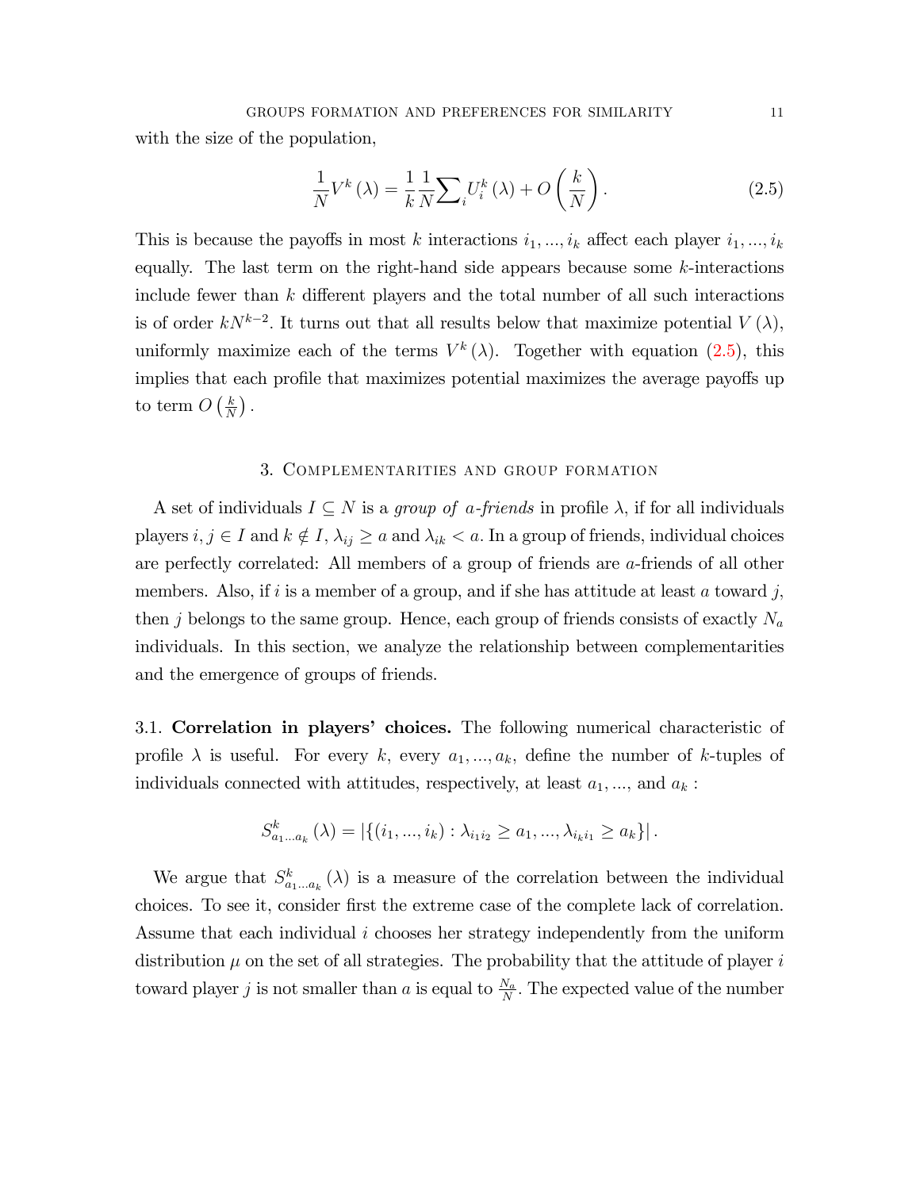with the size of the population,

$$\frac{1}{N}V^k(\lambda) = \frac{1}{k}\frac{1}{N}\sum_i U_i^k(\lambda) + O\left(\frac{k}{N}\right). \tag{2.5}$$

This is because the payoffs in most $k$ interactions $i_1, ..., i_k$ affect each player $i_1, ..., i_k$ equally. The last term on the right-hand side appears because some $k$-interactions include fewer than $k$ different players and the total number of all such interactions is of order $kN^{k-2}$. It turns out that all results below that maximize potential $V(\lambda)$, uniformly maximize each of the terms $V^k(\lambda)$. Together with equation (2.5), this implies that each profile that maximizes potential maximizes the average payoffs up to term $O\left(\frac{k}{N}\right)$.

## 3. Complementarities and group formation

A set of individuals $I \subseteq N$ is a *group of a-friends* in profile $\lambda$, if for all individuals players $i, j \in I$ and $k \notin I$, $\lambda_{ij} \geq a$ and $\lambda_{ik} < a$. In a group of friends, individual choices are perfectly correlated: All members of a group of friends are $a$-friends of all other members. Also, if $i$ is a member of a group, and if she has attitude at least $a$ toward $j$, then $j$ belongs to the same group. Hence, each group of friends consists of exactly $N_a$ individuals. In this section, we analyze the relationship between complementarities and the emergence of groups of friends.

3.1. **Correlation in players' choices.** The following numerical characteristic of profile $\lambda$ is useful. For every $k$, every $a_1, ..., a_k$, define the number of $k$-tuples of individuals connected with attitudes, respectively, at least $a_1, ...,$ and $a_k$ :

$$S^k_{a_1...a_k}(\lambda) = \left|\{(i_1, ..., i_k) : \lambda_{i_1 i_2} \geq a_1, ..., \lambda_{i_k i_1} \geq a_k\}\right|.$$

We argue that $S^k_{a_1...a_k}(\lambda)$ is a measure of the correlation between the individual choices. To see it, consider first the extreme case of the complete lack of correlation. Assume that each individual $i$ chooses her strategy independently from the uniform distribution $\mu$ on the set of all strategies. The probability that the attitude of player $i$ toward player $j$ is not smaller than $a$ is equal to $\frac{N_a}{N}$. The expected value of the number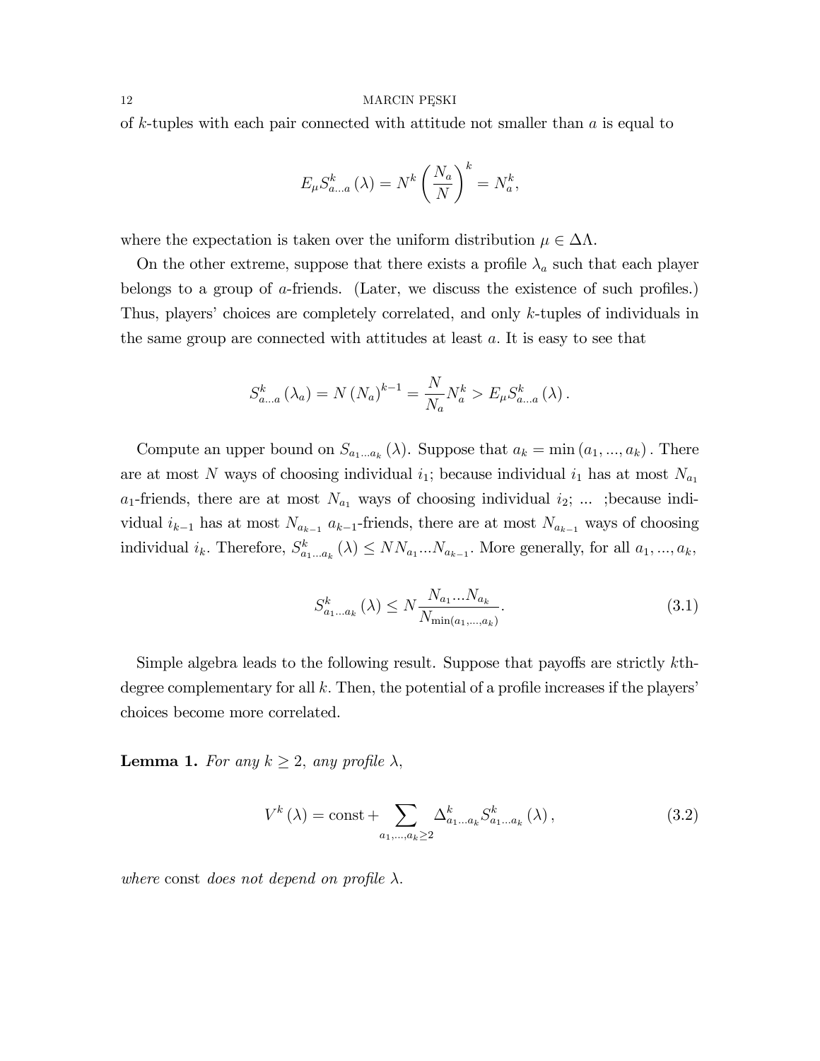of $k$-tuples with each pair connected with attitude not smaller than $a$ is equal to

$$E_{\mu} S^{k}_{a...a}(\lambda) = N^{k}\left(\frac{N_a}{N}\right)^{k} = N_a^{k},$$

where the expectation is taken over the uniform distribution $\mu \in \Delta\Lambda$.

On the other extreme, suppose that there exists a profile $\lambda_a$ such that each player belongs to a group of $a$-friends. (Later, we discuss the existence of such profiles.) Thus, players' choices are completely correlated, and only $k$-tuples of individuals in the same group are connected with attitudes at least $a$. It is easy to see that

$$S^{k}_{a...a}(\lambda_a) = N (N_a)^{k-1} = \frac{N}{N_a} N_a^{k} > E_{\mu} S^{k}_{a...a}(\lambda).$$

Compute an upper bound on $S_{a_1...a_k}(\lambda)$. Suppose that $a_k = \min(a_1, ..., a_k)$. There are at most $N$ ways of choosing individual $i_1$; because individual $i_1$ has at most $N_{a_1}$ $a_1$-friends, there are at most $N_{a_1}$ ways of choosing individual $i_2$; ... ;because individual $i_{k-1}$ has at most $N_{a_{k-1}}$ $a_{k-1}$-friends, there are at most $N_{a_{k-1}}$ ways of choosing individual $i_k$. Therefore, $S^{k}_{a_1...a_k}(\lambda) \leq N N_{a_1} ... N_{a_{k-1}}$. More generally, for all $a_1, ..., a_k$,

$$S^{k}_{a_1...a_k}(\lambda) \leq N \frac{N_{a_1} ... N_{a_k}}{N_{\min(a_1,...,a_k)}}. \tag{3.1}$$

Simple algebra leads to the following result. Suppose that payoffs are strictly $k$th-degree complementary for all $k$. Then, the potential of a profile increases if the players' choices become more correlated.

**Lemma 1.** *For any $k \geq 2$, any profile $\lambda$,*

$$V^{k}(\lambda) = \text{const} + \sum_{a_1,...,a_k \geq 2} \Delta^{k}_{a_1...a_k} S^{k}_{a_1...a_k}(\lambda), \tag{3.2}$$

*where* const *does not depend on profile $\lambda$.*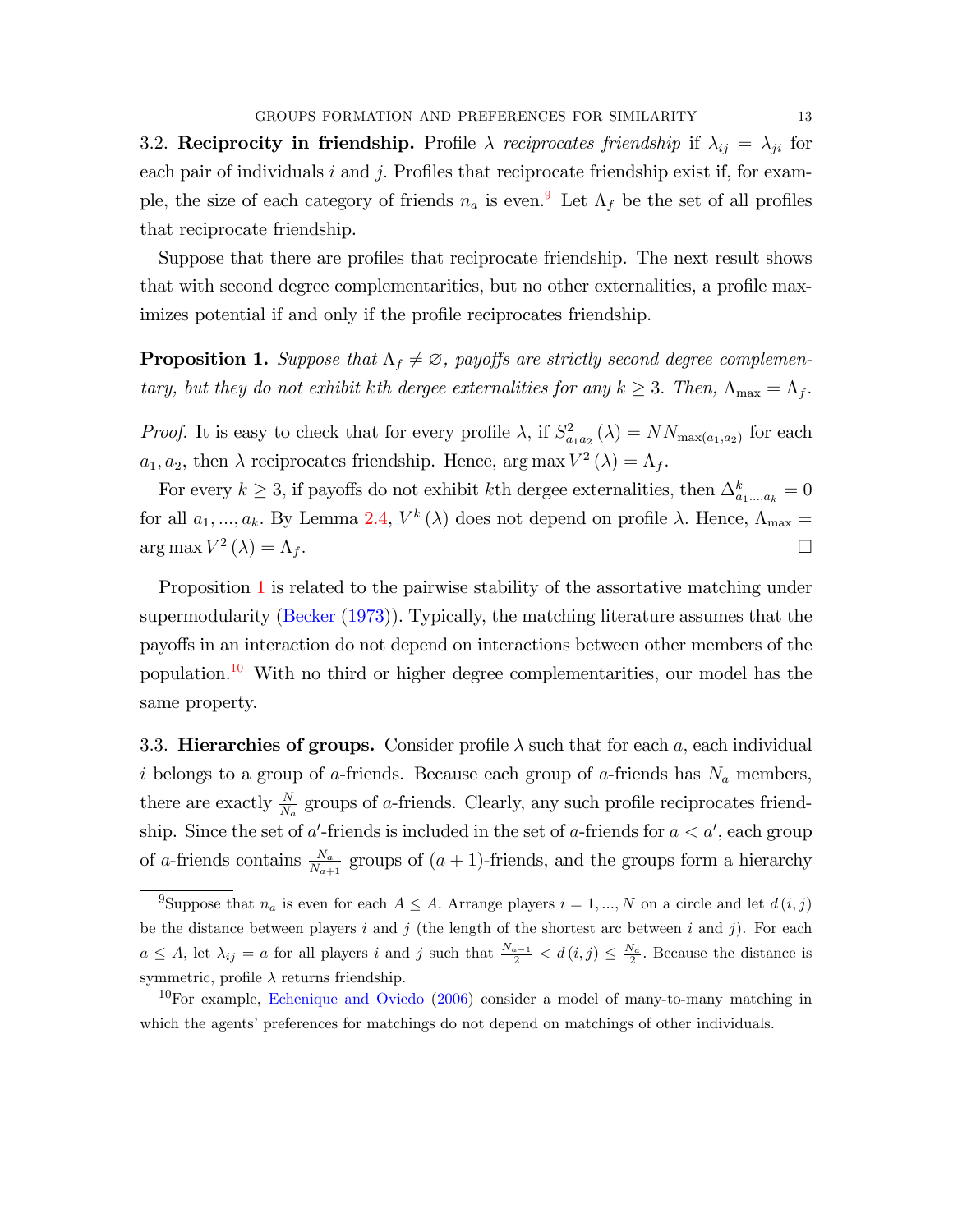3.2. **Reciprocity in friendship.** Profile $\lambda$ *reciprocates friendship* if $\lambda_{ij} = \lambda_{ji}$ for each pair of individuals $i$ and $j$. Profiles that reciprocate friendship exist if, for example, the size of each category of friends $n_a$ is even.[9] Let $\Lambda_f$ be the set of all profiles that reciprocate friendship.

Suppose that there are profiles that reciprocate friendship. The next result shows that with second degree complementarities, but no other externalities, a profile maximizes potential if and only if the profile reciprocates friendship.

**Proposition 1.** *Suppose that $\Lambda_f \neq \varnothing$, payoffs are strictly second degree complementary, but they do not exhibit $k$th dergee externalities for any $k \geq 3$. Then, $\Lambda_{\max} = \Lambda_f$.*

*Proof.* It is easy to check that for every profile $\lambda$, if $S^2_{a_1 a_2}(\lambda) = NN_{\max(a_1,a_2)}$ for each $a_1, a_2$, then $\lambda$ reciprocates friendship. Hence, $\arg\max V^2(\lambda) = \Lambda_f$.

For every $k \geq 3$, if payoffs do not exhibit $k$th dergee externalities, then $\Delta^k_{a_1 \ldots a_k} = 0$ for all $a_1, ..., a_k$. By Lemma 2.4, $V^k(\lambda)$ does not depend on profile $\lambda$. Hence, $\Lambda_{\max} = \arg\max V^2(\lambda) = \Lambda_f$. □

Proposition 1 is related to the pairwise stability of the assortative matching under supermodularity (Becker (1973)). Typically, the matching literature assumes that the payoffs in an interaction do not depend on interactions between other members of the population.[10] With no third or higher degree complementarities, our model has the same property.

3.3. **Hierarchies of groups.** Consider profile $\lambda$ such that for each $a$, each individual $i$ belongs to a group of $a$-friends. Because each group of $a$-friends has $N_a$ members, there are exactly $\frac{N}{N_a}$ groups of $a$-friends. Clearly, any such profile reciprocates friendship. Since the set of $a'$-friends is included in the set of $a$-friends for $a < a'$, each group of $a$-friends contains $\frac{N_a}{N_{a+1}}$ groups of $(a+1)$-friends, and the groups form a hierarchy

---

[9] Suppose that $n_a$ is even for each $A \leq A$. Arrange players $i = 1, ..., N$ on a circle and let $d(i,j)$ be the distance between players $i$ and $j$ (the length of the shortest arc between $i$ and $j$). For each $a \leq A$, let $\lambda_{ij} = a$ for all players $i$ and $j$ such that $\frac{N_{a-1}}{2} < d(i,j) \leq \frac{N_a}{2}$. Because the distance is symmetric, profile $\lambda$ returns friendship.

[10] For example, Echenique and Oviedo (2006) consider a model of many-to-many matching in which the agents' preferences for matchings do not depend on matchings of other individuals.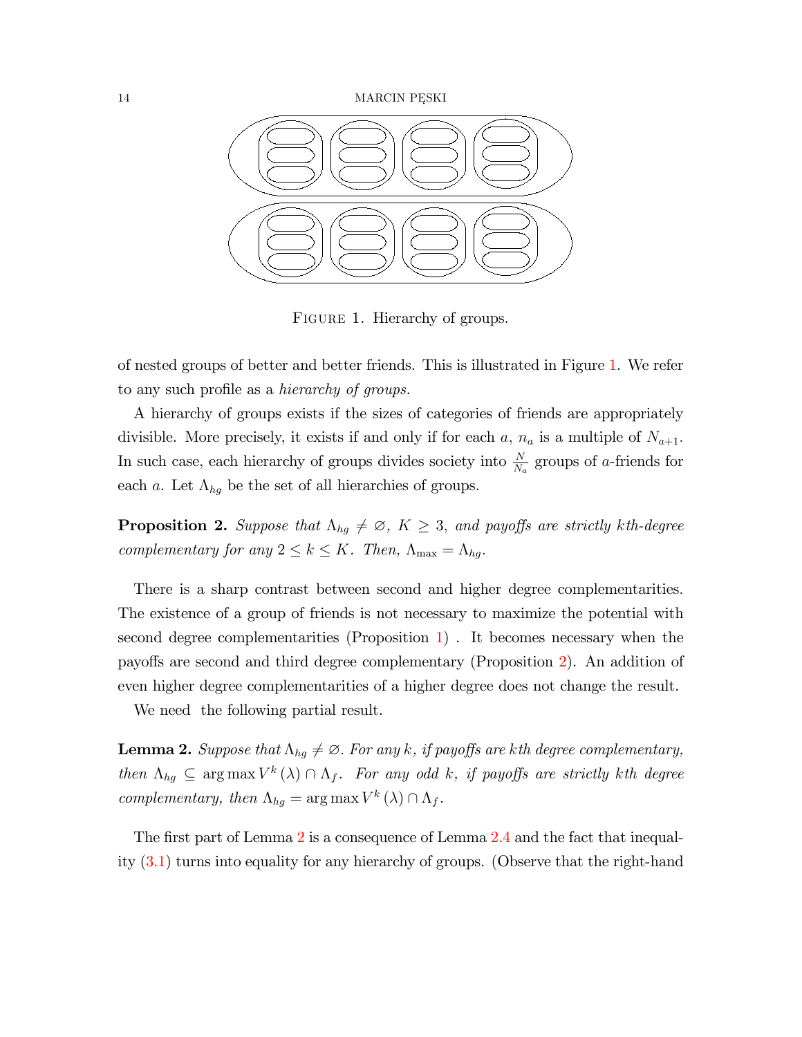FIGURE 1. Hierarchy of groups.

of nested groups of better and better friends. This is illustrated in Figure 1. We refer to any such profile as a *hierarchy of groups.*

A hierarchy of groups exists if the sizes of categories of friends are appropriately divisible. More precisely, it exists if and only if for each $a$, $n_a$ is a multiple of $N_{a+1}$. In such case, each hierarchy of groups divides society into $\frac{N}{N_a}$ groups of $a$-friends for each $a$. Let $\Lambda_{hg}$ be the set of all hierarchies of groups.

**Proposition 2.** *Suppose that $\Lambda_{hg} \neq \varnothing$, $K \geq 3$, and payoffs are strictly $k$th-degree complementary for any $2 \leq k \leq K$. Then, $\Lambda_{\max} = \Lambda_{hg}$.*

There is a sharp contrast between second and higher degree complementarities. The existence of a group of friends is not necessary to maximize the potential with second degree complementarities (Proposition 1) . It becomes necessary when the payoffs are second and third degree complementary (Proposition 2). An addition of even higher degree complementarities of a higher degree does not change the result.

We need the following partial result.

**Lemma 2.** *Suppose that $\Lambda_{hg} \neq \varnothing$. For any $k$, if payoffs are $k$th degree complementary, then $\Lambda_{hg} \subseteq \arg\max V^k(\lambda) \cap \Lambda_f$. For any odd $k$, if payoffs are strictly $k$th degree complementary, then $\Lambda_{hg} = \arg\max V^k(\lambda) \cap \Lambda_f$.*

The first part of Lemma 2 is a consequence of Lemma 2.4 and the fact that inequality (3.1) turns into equality for any hierarchy of groups. (Observe that the right-hand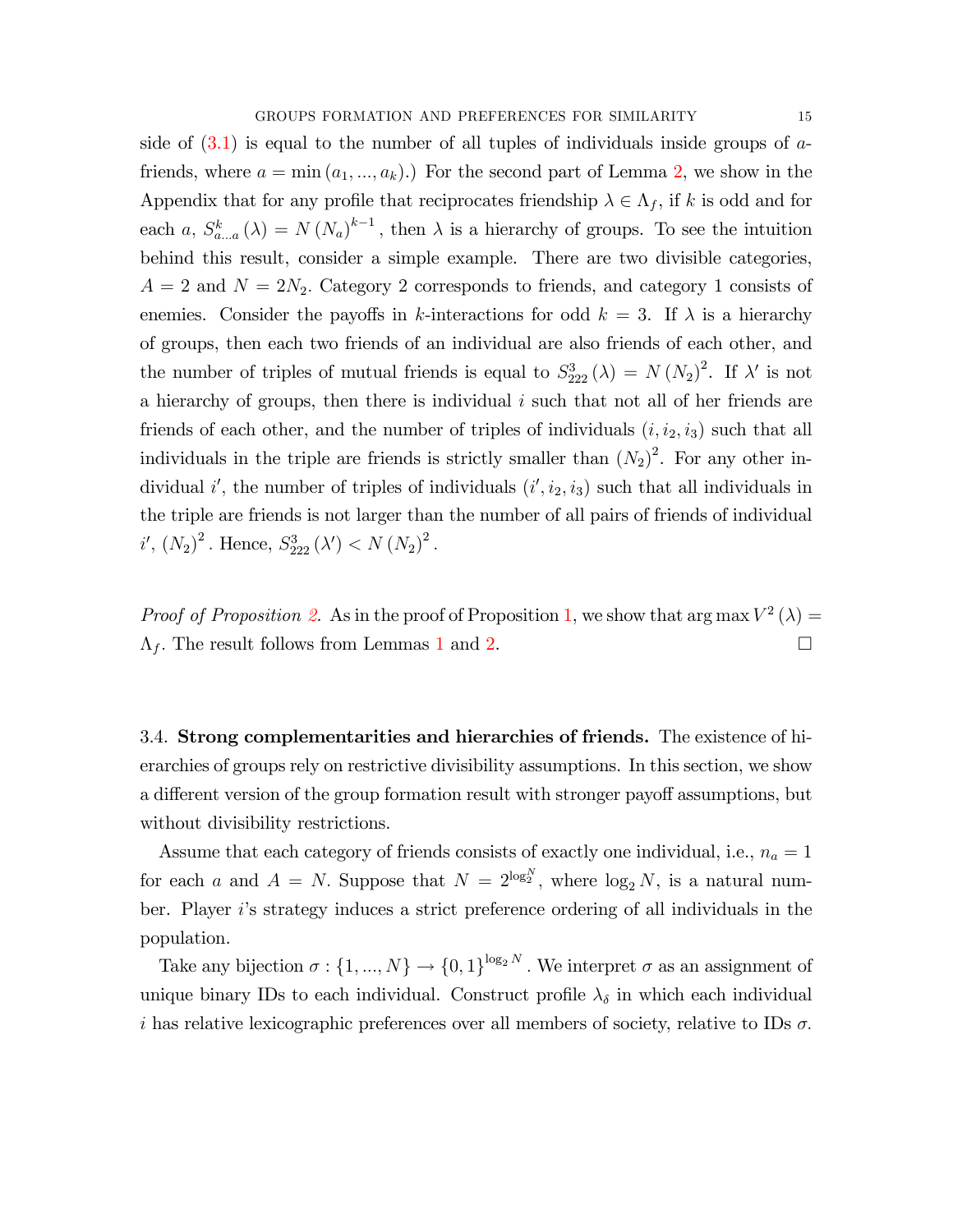side of (3.1) is equal to the number of all tuples of individuals inside groups of $a$-friends, where $a = \min(a_1, ..., a_k)$.) For the second part of Lemma 2, we show in the Appendix that for any profile that reciprocates friendship $\lambda \in \Lambda_f$, if $k$ is odd and for each $a$, $S^k_{a...a}(\lambda) = N(N_a)^{k-1}$, then $\lambda$ is a hierarchy of groups. To see the intuition behind this result, consider a simple example. There are two divisible categories, $A = 2$ and $N = 2N_2$. Category 2 corresponds to friends, and category 1 consists of enemies. Consider the payoffs in $k$-interactions for odd $k = 3$. If $\lambda$ is a hierarchy of groups, then each two friends of an individual are also friends of each other, and the number of triples of mutual friends is equal to $S^3_{222}(\lambda) = N(N_2)^2$. If $\lambda'$ is not a hierarchy of groups, then there is individual $i$ such that not all of her friends are friends of each other, and the number of triples of individuals $(i, i_2, i_3)$ such that all individuals in the triple are friends is strictly smaller than $(N_2)^2$. For any other individual $i'$, the number of triples of individuals $(i', i_2, i_3)$ such that all individuals in the triple are friends is not larger than the number of all pairs of friends of individual $i'$, $(N_2)^2$. Hence, $S^3_{222}(\lambda') < N(N_2)^2$.

*Proof of Proposition 2.* As in the proof of Proposition 1, we show that $\arg\max V^2(\lambda) = \Lambda_f$. The result follows from Lemmas 1 and 2. $\square$

## 3.4. **Strong complementarities and hierarchies of friends.**

The existence of hierarchies of groups rely on restrictive divisibility assumptions. In this section, we show a different version of the group formation result with stronger payoff assumptions, but without divisibility restrictions.

Assume that each category of friends consists of exactly one individual, i.e., $n_a = 1$ for each $a$ and $A = N$. Suppose that $N = 2^{\log_2^N}$, where $\log_2 N$, is a natural number. Player $i$'s strategy induces a strict preference ordering of all individuals in the population.

Take any bijection $\sigma : \{1, ..., N\} \to \{0, 1\}^{\log_2 N}$. We interpret $\sigma$ as an assignment of unique binary IDs to each individual. Construct profile $\lambda_\delta$ in which each individual $i$ has relative lexicographic preferences over all members of society, relative to IDs $\sigma$.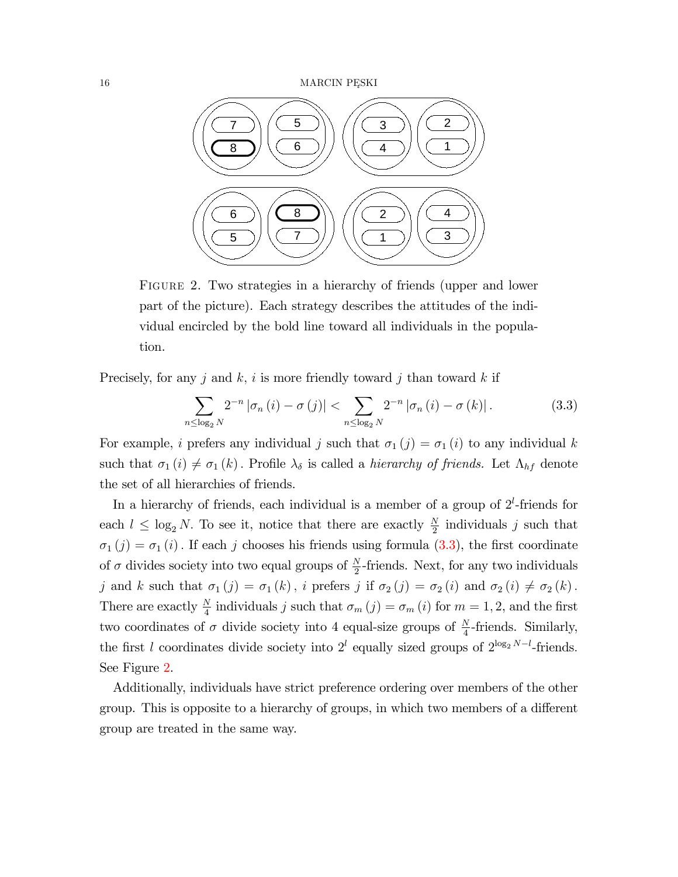FIGURE 2. Two strategies in a hierarchy of friends (upper and lower part of the picture). Each strategy describes the attitudes of the individual encircled by the bold line toward all individuals in the population.

Precisely, for any $j$ and $k$, $i$ is more friendly toward $j$ than toward $k$ if

$$\sum_{n \leq \log_2 N} 2^{-n} \left| \sigma_n(i) - \sigma(j) \right| < \sum_{n \leq \log_2 N} 2^{-n} \left| \sigma_n(i) - \sigma(k) \right|. \tag{3.3}$$

For example, $i$ prefers any individual $j$ such that $\sigma_1(j) = \sigma_1(i)$ to any individual $k$ such that $\sigma_1(i) \neq \sigma_1(k)$. Profile $\lambda_\delta$ is called a *hierarchy of friends.* Let $\Lambda_{hf}$ denote the set of all hierarchies of friends.

In a hierarchy of friends, each individual is a member of a group of $2^l$-friends for each $l \leq \log_2 N$. To see it, notice that there are exactly $\frac{N}{2}$ individuals $j$ such that $\sigma_1(j) = \sigma_1(i)$. If each $j$ chooses his friends using formula (3.3), the first coordinate of $\sigma$ divides society into two equal groups of $\frac{N}{2}$-friends. Next, for any two individuals $j$ and $k$ such that $\sigma_1(j) = \sigma_1(k)$, $i$ prefers $j$ if $\sigma_2(j) = \sigma_2(i)$ and $\sigma_2(i) \neq \sigma_2(k)$. There are exactly $\frac{N}{4}$ individuals $j$ such that $\sigma_m(j) = \sigma_m(i)$ for $m = 1, 2$, and the first two coordinates of $\sigma$ divide society into 4 equal-size groups of $\frac{N}{4}$-friends. Similarly, the first $l$ coordinates divide society into $2^l$ equally sized groups of $2^{\log_2 N - l}$-friends. See Figure 2.

Additionally, individuals have strict preference ordering over members of the other group. This is opposite to a hierarchy of groups, in which two members of a different group are treated in the same way.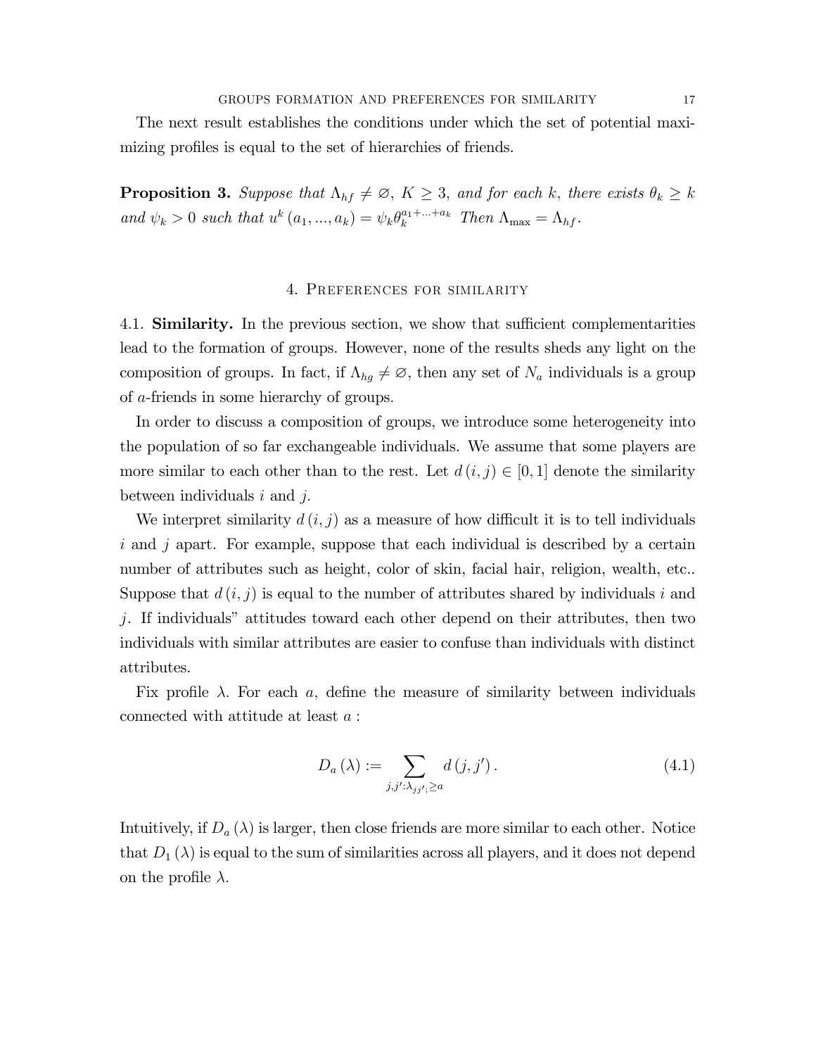The next result establishes the conditions under which the set of potential maximizing profiles is equal to the set of hierarchies of friends.

**Proposition 3.** *Suppose that $\Lambda_{hf} \neq \varnothing$, $K \geq 3$, and for each $k$, there exists $\theta_k \geq k$ and $\psi_k > 0$ such that $u^k(a_1, ..., a_k) = \psi_k \theta_k^{a_1 + ... + a_k}$ Then $\Lambda_{\max} = \Lambda_{hf}$.*

## 4. Preferences for similarity

4.1. **Similarity.** In the previous section, we show that sufficient complementarities lead to the formation of groups. However, none of the results sheds any light on the composition of groups. In fact, if $\Lambda_{hg} \neq \varnothing$, then any set of $N_a$ individuals is a group of $a$-friends in some hierarchy of groups.

In order to discuss a composition of groups, we introduce some heterogeneity into the population of so far exchangeable individuals. We assume that some players are more similar to each other than to the rest. Let $d(i, j) \in [0, 1]$ denote the similarity between individuals $i$ and $j$.

We interpret similarity $d(i, j)$ as a measure of how difficult it is to tell individuals $i$ and $j$ apart. For example, suppose that each individual is described by a certain number of attributes such as height, color of skin, facial hair, religion, wealth, etc.. Suppose that $d(i, j)$ is equal to the number of attributes shared by individuals $i$ and $j$. If individuals" attitudes toward each other depend on their attributes, then two individuals with similar attributes are easier to confuse than individuals with distinct attributes.

Fix profile $\lambda$. For each $a$, define the measure of similarity between individuals connected with attitude at least $a$ :

$$D_a(\lambda) := \sum_{j,j':\lambda_{jj'}, \geq a} d(j, j'). \tag{4.1}$$

Intuitively, if $D_a(\lambda)$ is larger, then close friends are more similar to each other. Notice that $D_1(\lambda)$ is equal to the sum of similarities across all players, and it does not depend on the profile $\lambda$.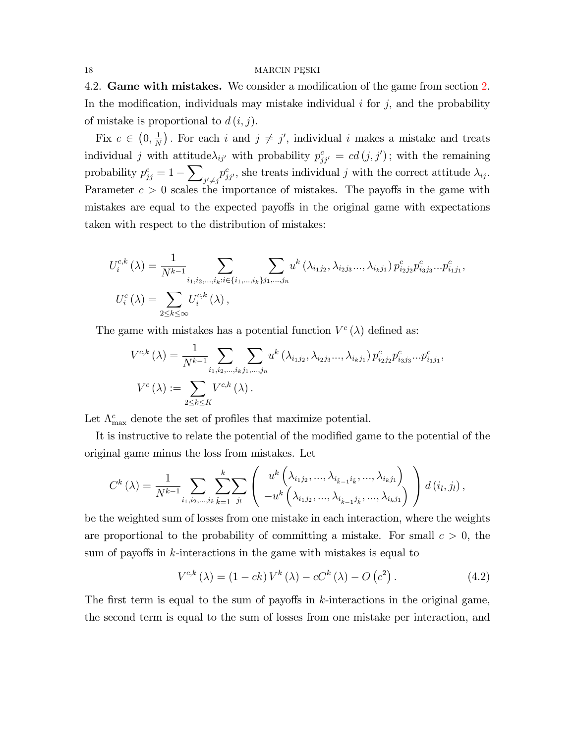4.2. **Game with mistakes.** We consider a modification of the game from section 2. In the modification, individuals may mistake individual $i$ for $j$, and the probability of mistake is proportional to $d(i,j)$.

Fix $c \in \left(0, \frac{1}{N}\right)$. For each $i$ and $j \neq j'$, individual $i$ makes a mistake and treats individual $j$ with attitude$\lambda_{ij'}$ with probability $p^c_{jj'} = cd(j,j')$; with the remaining probability $p^c_{jj} = 1 - \sum_{j' \neq j} p^c_{jj'}$, she treats individual $j$ with the correct attitude $\lambda_{ij}$. Parameter $c > 0$ scales the importance of mistakes. The payoffs in the game with mistakes are equal to the expected payoffs in the original game with expectations taken with respect to the distribution of mistakes:

$$
\begin{aligned}
U^{c,k}_i(\lambda) &= \frac{1}{N^{k-1}} \sum_{i_1,i_2,\ldots,i_k : i \in \{i_1,\ldots,i_k\}} \sum_{j_1,\ldots,j_n} u^k\left(\lambda_{i_1j_2}, \lambda_{i_2j_3}\ldots, \lambda_{i_kj_1}\right) p^c_{i_2j_2} p^c_{i_3j_3} \ldots p^c_{i_1j_1}, \\
U^c_i(\lambda) &= \sum_{2 \leq k \leq \infty} U^{c,k}_i(\lambda),
\end{aligned}
$$

The game with mistakes has a potential function $V^c(\lambda)$ defined as:

$$
\begin{aligned}
V^{c,k}(\lambda) &= \frac{1}{N^{k-1}} \sum_{i_1,i_2,\ldots,i_k} \sum_{j_1,\ldots,j_n} u^k\left(\lambda_{i_1j_2}, \lambda_{i_2j_3}\ldots, \lambda_{i_kj_1}\right) p^c_{i_2j_2} p^c_{i_3j_3} \ldots p^c_{i_1j_1}, \\
V^c(\lambda) &:= \sum_{2 \leq k \leq K} V^{c,k}(\lambda).
\end{aligned}
$$

Let $\Lambda^c_{\max}$ denote the set of profiles that maximize potential.

It is instructive to relate the potential of the modified game to the potential of the original game minus the loss from mistakes. Let

$$
C^k(\lambda) = \frac{1}{N^{k-1}} \sum_{i_1,i_2,\ldots,i_k} \sum_{\hat{k}=1}^{k} \sum_{j_l} \left( \begin{array}{c} u^k\left(\lambda_{i_1j_2}, \ldots, \lambda_{i_{\hat{k}-1}i_{\hat{k}}}, \ldots, \lambda_{i_kj_1}\right) \\ -u^k\left(\lambda_{i_1j_2}, \ldots, \lambda_{i_{\hat{k}-1}j_{\hat{k}}}, \ldots, \lambda_{i_kj_1}\right) \end{array} \right) d(i_l, j_l),
$$

be the weighted sum of losses from one mistake in each interaction, where the weights are proportional to the probability of committing a mistake. For small $c > 0$, the sum of payoffs in $k$-interactions in the game with mistakes is equal to

$$
V^{c,k}(\lambda) = (1 - ck) V^k(\lambda) - cC^k(\lambda) - O\left(c^2\right). \tag{4.2}
$$

The first term is equal to the sum of payoffs in $k$-interactions in the original game, the second term is equal to the sum of losses from one mistake per interaction, and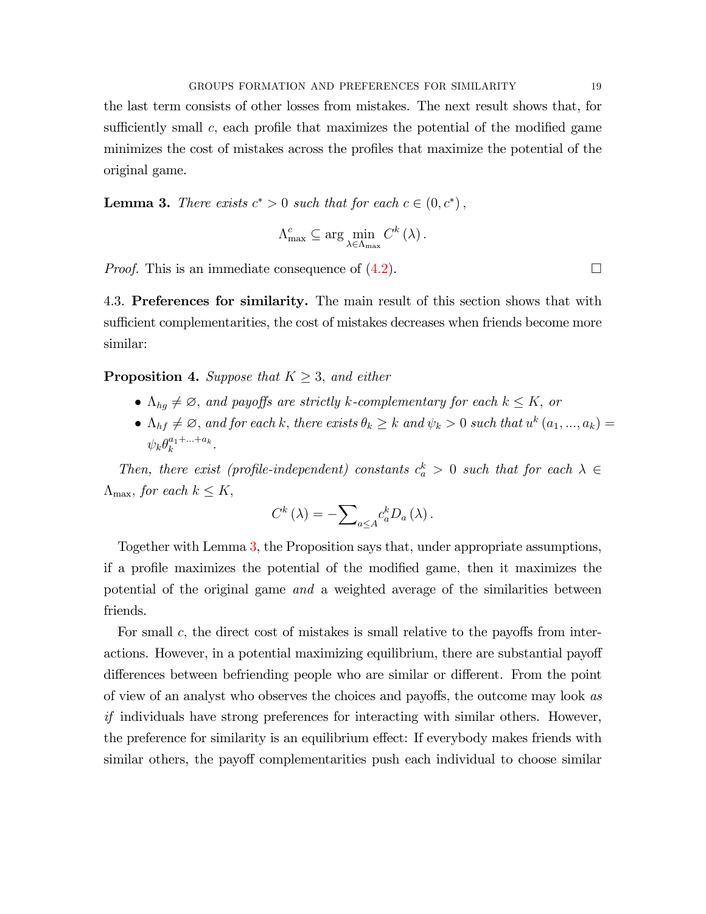the last term consists of other losses from mistakes. The next result shows that, for sufficiently small $c$, each profile that maximizes the potential of the modified game minimizes the cost of mistakes across the profiles that maximize the potential of the original game.

**Lemma 3.** *There exists $c^* > 0$ such that for each $c \in (0, c^*)$,*

$$\Lambda_{\max}^{c} \subseteq \arg \min_{\lambda \in \Lambda_{\max}} C^k(\lambda).$$

*Proof.* This is an immediate consequence of (4.2). □

4.3. **Preferences for similarity.** The main result of this section shows that with sufficient complementarities, the cost of mistakes decreases when friends become more similar:

**Proposition 4.** *Suppose that $K \geq 3$, and either*

- *$\Lambda_{hg} \neq \varnothing$, and payoffs are strictly $k$-complementary for each $k \leq K$, or*
- *$\Lambda_{hf} \neq \varnothing$, and for each $k$, there exists $\theta_k \geq k$ and $\psi_k > 0$ such that $u^k(a_1, ..., a_k) = \psi_k \theta_k^{a_1 + ... + a_k}$.*

*Then, there exist (profile-independent) constants $c_a^k > 0$ such that for each $\lambda \in \Lambda_{\max}$, for each $k \leq K$,*

$$C^k(\lambda) = -\sum\nolimits_{a \leq A} c_a^k D_a(\lambda).$$

Together with Lemma 3, the Proposition says that, under appropriate assumptions, if a profile maximizes the potential of the modified game, then it maximizes the potential of the original game *and* a weighted average of the similarities between friends.

For small $c$, the direct cost of mistakes is small relative to the payoffs from interactions. However, in a potential maximizing equilibrium, there are substantial payoff differences between befriending people who are similar or different. From the point of view of an analyst who observes the choices and payoffs, the outcome may look *as if* individuals have strong preferences for interacting with similar others. However, the preference for similarity is an equilibrium effect: If everybody makes friends with similar others, the payoff complementarities push each individual to choose similar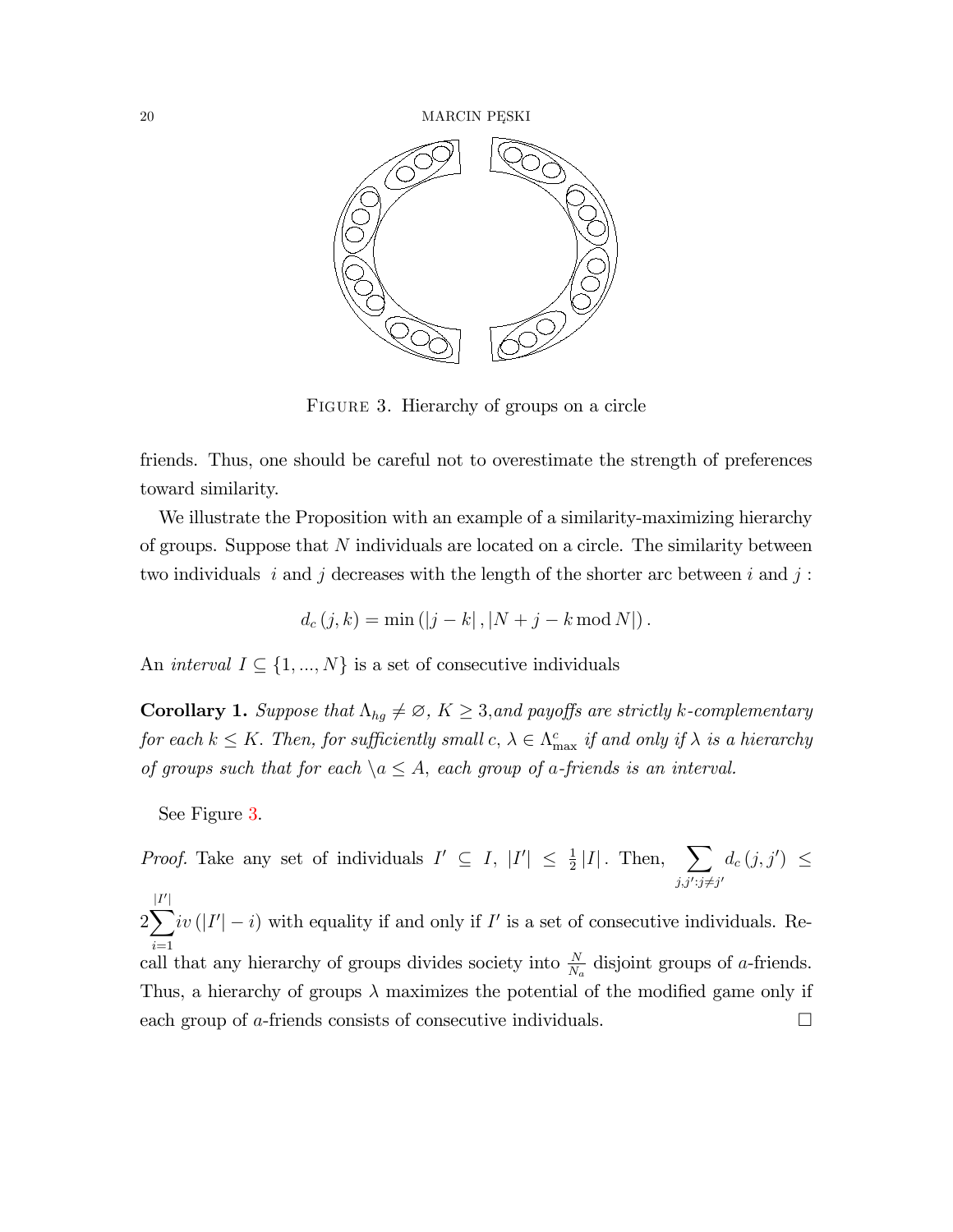FIGURE 3. Hierarchy of groups on a circle

friends. Thus, one should be careful not to overestimate the strength of preferences toward similarity.

We illustrate the Proposition with an example of a similarity-maximizing hierarchy of groups. Suppose that $N$ individuals are located on a circle. The similarity between two individuals $i$ and $j$ decreases with the length of the shorter arc between $i$ and $j$ :

$$d_c(j,k) = \min(|j-k|, |N+j-k \bmod N|).$$

An *interval* $I \subseteq \{1,...,N\}$ is a set of consecutive individuals

**Corollary 1.** *Suppose that $\Lambda_{hg} \neq \varnothing$, $K \geq 3$, and payoffs are strictly $k$-complementary for each $k \leq K$. Then, for sufficiently small $c$, $\lambda \in \Lambda^c_{\max}$ if and only if $\lambda$ is a hierarchy of groups such that for each $\backslash a \leq A$, each group of $a$-friends is an interval.*

See Figure 3.

*Proof.* Take any set of individuals $I' \subseteq I$, $|I'| \leq \frac{1}{2}|I|$. Then, $\sum_{j,j':j\neq j'} d_c(j,j') \leq 2\sum_{i=1}^{|I'|} iv(|I'|-i)$ with equality if and only if $I'$ is a set of consecutive individuals. Recall that any hierarchy of groups divides society into $\frac{N}{N_a}$ disjoint groups of $a$-friends. Thus, a hierarchy of groups $\lambda$ maximizes the potential of the modified game only if each group of $a$-friends consists of consecutive individuals. $\square$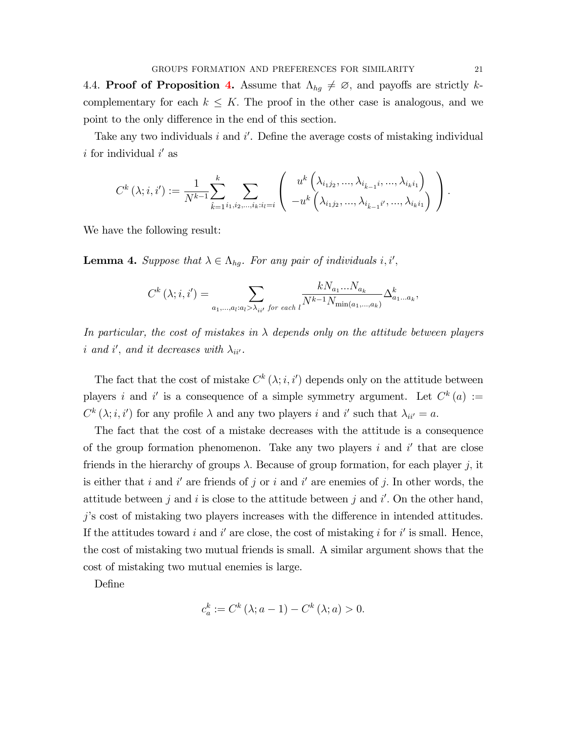### 4.4. **Proof of Proposition 4.**

Assume that $\Lambda_{hg} \neq \varnothing$, and payoffs are strictly $k$-complementary for each $k \leq K$. The proof in the other case is analogous, and we point to the only difference in the end of this section.

Take any two individuals $i$ and $i'$. Define the average costs of mistaking individual $i$ for individual $i'$ as

$$C^k(\lambda; i, i') := \frac{1}{N^{k-1}} \sum_{\hat{k}=1}^{k} \sum_{i_1, i_2, \ldots, i_k : i_l = i} \left( \begin{array}{c} u^k\left(\lambda_{i_1 j_2}, \ldots, \lambda_{i_{\hat{k}-1} i}, \ldots, \lambda_{i_k i_1}\right) \\ -u^k\left(\lambda_{i_1 j_2}, \ldots, \lambda_{i_{\hat{k}-1} i'}, \ldots, \lambda_{i_k i_1}\right) \end{array} \right).$$

We have the following result:

**Lemma 4.** *Suppose that $\lambda \in \Lambda_{hg}$. For any pair of individuals $i, i'$,*

$$C^k(\lambda; i, i') = \sum_{a_1, \ldots, a_l : a_l > \lambda_{ii'} \text{ for each } l} \frac{k N_{a_1} \ldots N_{a_k}}{N^{k-1} N_{\min(a_1, \ldots, a_k)}} \Delta^k_{a_1 \ldots a_k},$$

*In particular, the cost of mistakes in $\lambda$ depends only on the attitude between players $i$ and $i'$, and it decreases with $\lambda_{ii'}$.*

The fact that the cost of mistake $C^k(\lambda; i, i')$ depends only on the attitude between players $i$ and $i'$ is a consequence of a simple symmetry argument. Let $C^k(a) := C^k(\lambda; i, i')$ for any profile $\lambda$ and any two players $i$ and $i'$ such that $\lambda_{ii'} = a$.

The fact that the cost of a mistake decreases with the attitude is a consequence of the group formation phenomenon. Take any two players $i$ and $i'$ that are close friends in the hierarchy of groups $\lambda$. Because of group formation, for each player $j$, it is either that $i$ and $i'$ are friends of $j$ or $i$ and $i'$ are enemies of $j$. In other words, the attitude between $j$ and $i$ is close to the attitude between $j$ and $i'$. On the other hand, $j$'s cost of mistaking two players increases with the difference in intended attitudes. If the attitudes toward $i$ and $i'$ are close, the cost of mistaking $i$ for $i'$ is small. Hence, the cost of mistaking two mutual friends is small. A similar argument shows that the cost of mistaking two mutual enemies is large.

Define

$$c^k_a := C^k(\lambda; a-1) - C^k(\lambda; a) > 0.$$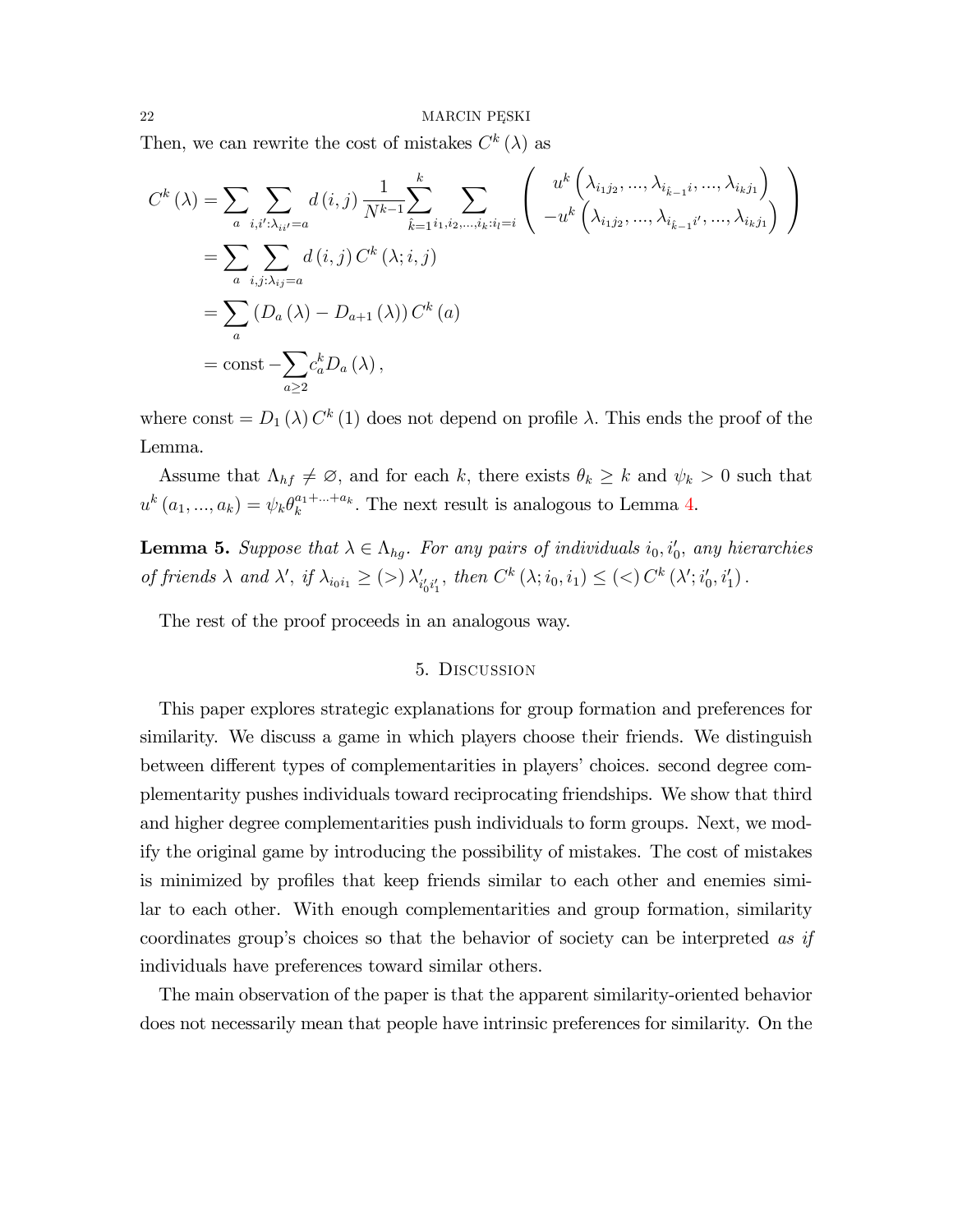Then, we can rewrite the cost of mistakes $C^k(\lambda)$ as

$$
\begin{aligned}
C^k(\lambda) &= \sum_a \sum_{i,i':\lambda_{ii'}=a} d(i,j) \frac{1}{N^{k-1}} \sum_{\hat{k}=1}^{k} \sum_{i_1,i_2,\ldots,i_k:i_l=i} \left( \begin{array}{c} u^k\left(\lambda_{i_1 j_2}, \ldots, \lambda_{i_{\hat{k}-1} i}, \ldots, \lambda_{i_k j_1}\right) \\ -u^k\left(\lambda_{i_1 j_2}, \ldots, \lambda_{i_{\hat{k}-1} i'}, \ldots, \lambda_{i_k j_1}\right) \end{array} \right) \\
&= \sum_a \sum_{i,j:\lambda_{ij}=a} d(i,j)\, C^k(\lambda; i, j) \\
&= \sum_a \left(D_a(\lambda) - D_{a+1}(\lambda)\right) C^k(a) \\
&= \text{const} - \sum_{a \geq 2} c_a^k D_a(\lambda),
\end{aligned}
$$

where const $= D_1(\lambda)\, C^k(1)$ does not depend on profile $\lambda$. This ends the proof of the Lemma.

Assume that $\Lambda_{hf} \neq \varnothing$, and for each $k$, there exists $\theta_k \geq k$ and $\psi_k > 0$ such that $u^k(a_1, \ldots, a_k) = \psi_k \theta_k^{a_1 + \ldots + a_k}$. The next result is analogous to Lemma 4.

**Lemma 5.** *Suppose that $\lambda \in \Lambda_{hg}$. For any pairs of individuals $i_0, i_0'$, any hierarchies of friends $\lambda$ and $\lambda'$, if $\lambda_{i_0 i_1} \geq (>)\, \lambda'_{i_0' i_1'}$, then $C^k(\lambda; i_0, i_1) \leq (<)\, C^k(\lambda'; i_0', i_1')$.*

The rest of the proof proceeds in an analogous way.

## 5. Discussion

This paper explores strategic explanations for group formation and preferences for similarity. We discuss a game in which players choose their friends. We distinguish between different types of complementarities in players' choices. second degree complementarity pushes individuals toward reciprocating friendships. We show that third and higher degree complementarities push individuals to form groups. Next, we modify the original game by introducing the possibility of mistakes. The cost of mistakes is minimized by profiles that keep friends similar to each other and enemies similar to each other. With enough complementarities and group formation, similarity coordinates group's choices so that the behavior of society can be interpreted *as if* individuals have preferences toward similar others.

The main observation of the paper is that the apparent similarity-oriented behavior does not necessarily mean that people have intrinsic preferences for similarity. On the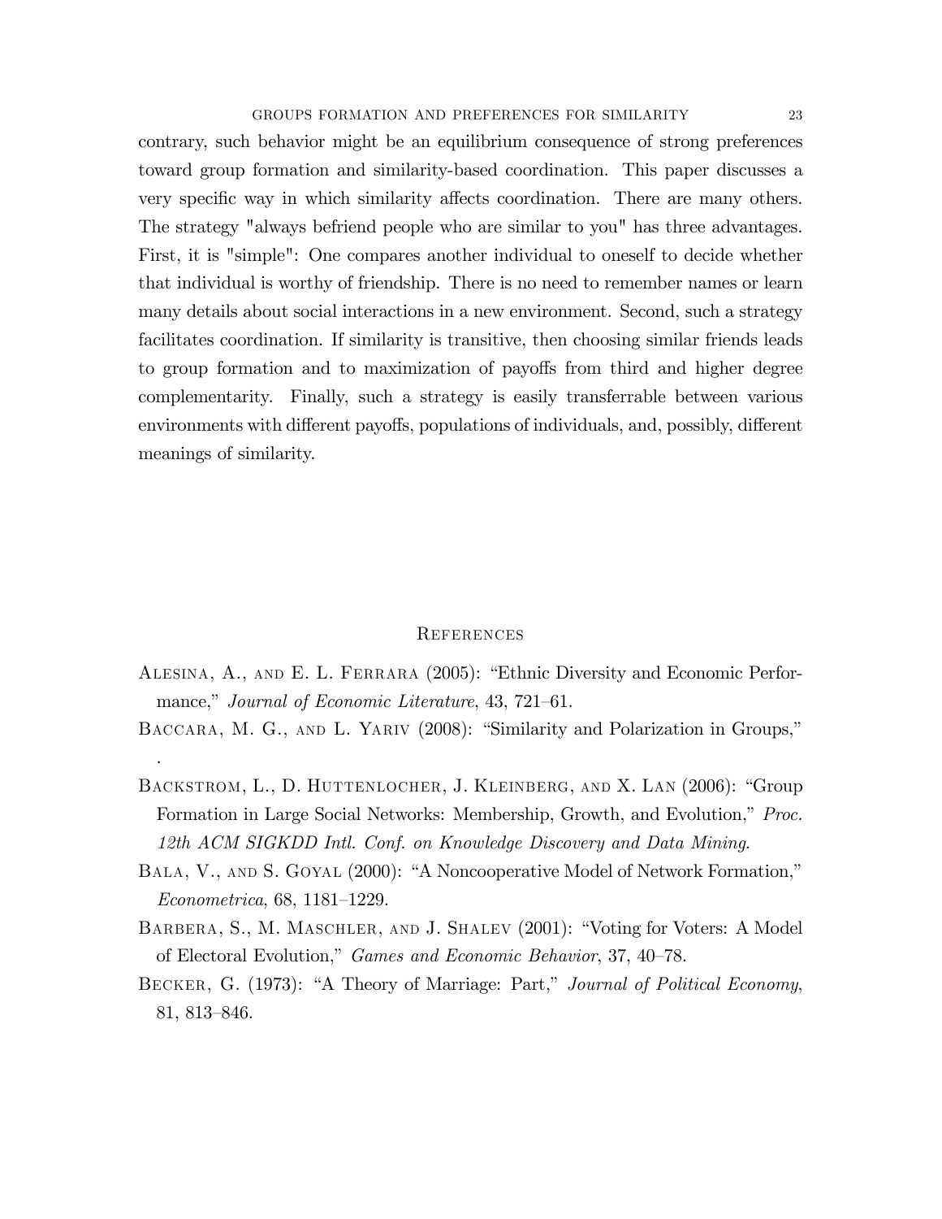contrary, such behavior might be an equilibrium consequence of strong preferences toward group formation and similarity-based coordination. This paper discusses a very specific way in which similarity affects coordination. There are many others. The strategy "always befriend people who are similar to you" has three advantages. First, it is "simple": One compares another individual to oneself to decide whether that individual is worthy of friendship. There is no need to remember names or learn many details about social interactions in a new environment. Second, such a strategy facilitates coordination. If similarity is transitive, then choosing similar friends leads to group formation and to maximization of payoffs from third and higher degree complementarity. Finally, such a strategy is easily transferrable between various environments with different payoffs, populations of individuals, and, possibly, different meanings of similarity.

## References

Alesina, A., and E. L. Ferrara (2005): "Ethnic Diversity and Economic Performance," *Journal of Economic Literature*, 43, 721–61.

Baccara, M. G., and L. Yariv (2008): "Similarity and Polarization in Groups," .

Backstrom, L., D. Huttenlocher, J. Kleinberg, and X. Lan (2006): "Group Formation in Large Social Networks: Membership, Growth, and Evolution," *Proc. 12th ACM SIGKDD Intl. Conf. on Knowledge Discovery and Data Mining*.

Bala, V., and S. Goyal (2000): "A Noncooperative Model of Network Formation," *Econometrica*, 68, 1181–1229.

Barbera, S., M. Maschler, and J. Shalev (2001): "Voting for Voters: A Model of Electoral Evolution," *Games and Economic Behavior*, 37, 40–78.

Becker, G. (1973): "A Theory of Marriage: Part," *Journal of Political Economy*, 81, 813–846.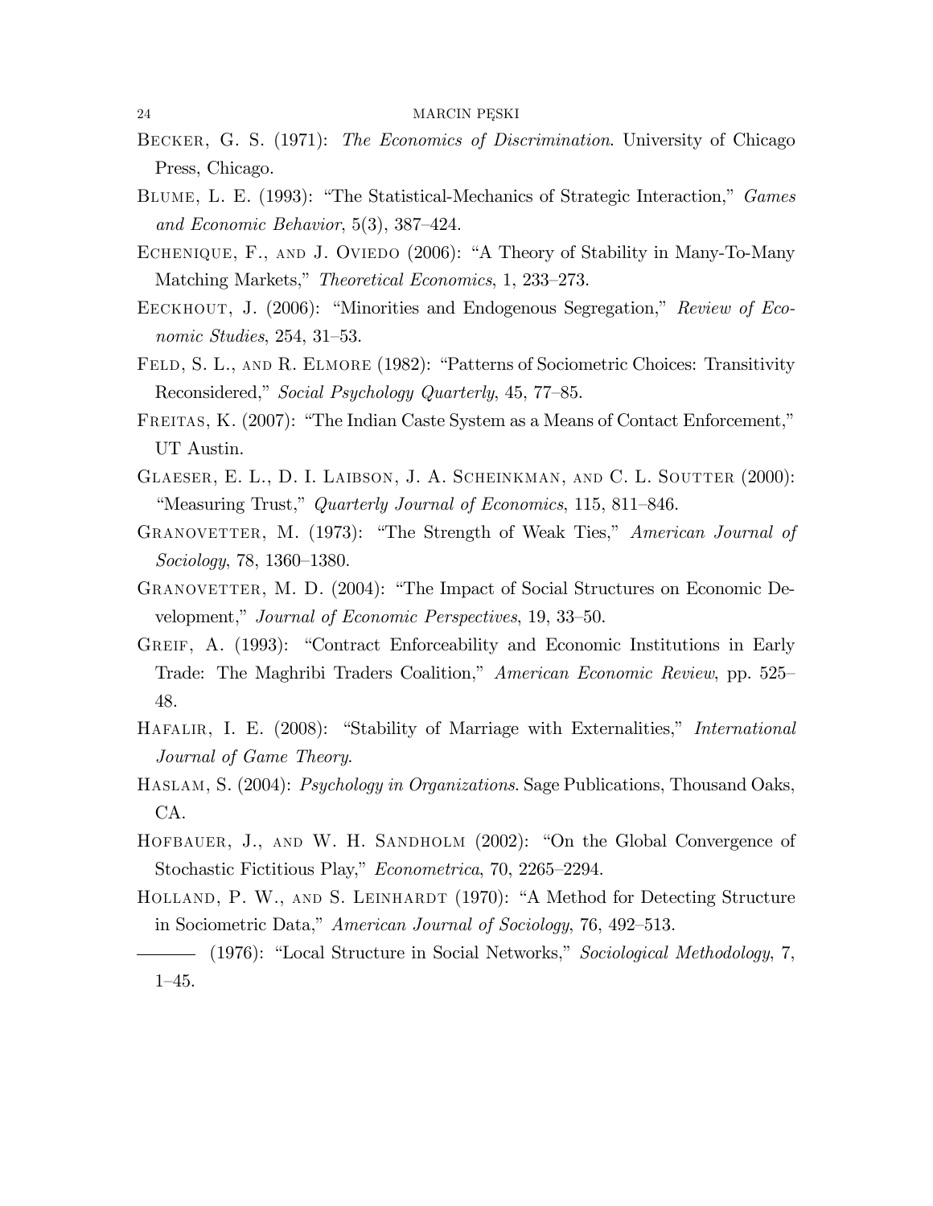Becker, G. S. (1971): *The Economics of Discrimination*. University of Chicago Press, Chicago.

Blume, L. E. (1993): "The Statistical-Mechanics of Strategic Interaction," *Games and Economic Behavior*, 5(3), 387–424.

Echenique, F., and J. Oviedo (2006): "A Theory of Stability in Many-To-Many Matching Markets," *Theoretical Economics*, 1, 233–273.

Eeckhout, J. (2006): "Minorities and Endogenous Segregation," *Review of Economic Studies*, 254, 31–53.

Feld, S. L., and R. Elmore (1982): "Patterns of Sociometric Choices: Transitivity Reconsidered," *Social Psychology Quarterly*, 45, 77–85.

Freitas, K. (2007): "The Indian Caste System as a Means of Contact Enforcement," UT Austin.

Glaeser, E. L., D. I. Laibson, J. A. Scheinkman, and C. L. Soutter (2000): "Measuring Trust," *Quarterly Journal of Economics*, 115, 811–846.

Granovetter, M. (1973): "The Strength of Weak Ties," *American Journal of Sociology*, 78, 1360–1380.

Granovetter, M. D. (2004): "The Impact of Social Structures on Economic Development," *Journal of Economic Perspectives*, 19, 33–50.

Greif, A. (1993): "Contract Enforceability and Economic Institutions in Early Trade: The Maghribi Traders Coalition," *American Economic Review*, pp. 525–48.

Hafalir, I. E. (2008): "Stability of Marriage with Externalities," *International Journal of Game Theory*.

Haslam, S. (2004): *Psychology in Organizations*. Sage Publications, Thousand Oaks, CA.

Hofbauer, J., and W. H. Sandholm (2002): "On the Global Convergence of Stochastic Fictitious Play," *Econometrica*, 70, 2265–2294.

Holland, P. W., and S. Leinhardt (1970): "A Method for Detecting Structure in Sociometric Data," *American Journal of Sociology*, 76, 492–513.

——— (1976): "Local Structure in Social Networks," *Sociological Methodology*, 7, 1–45.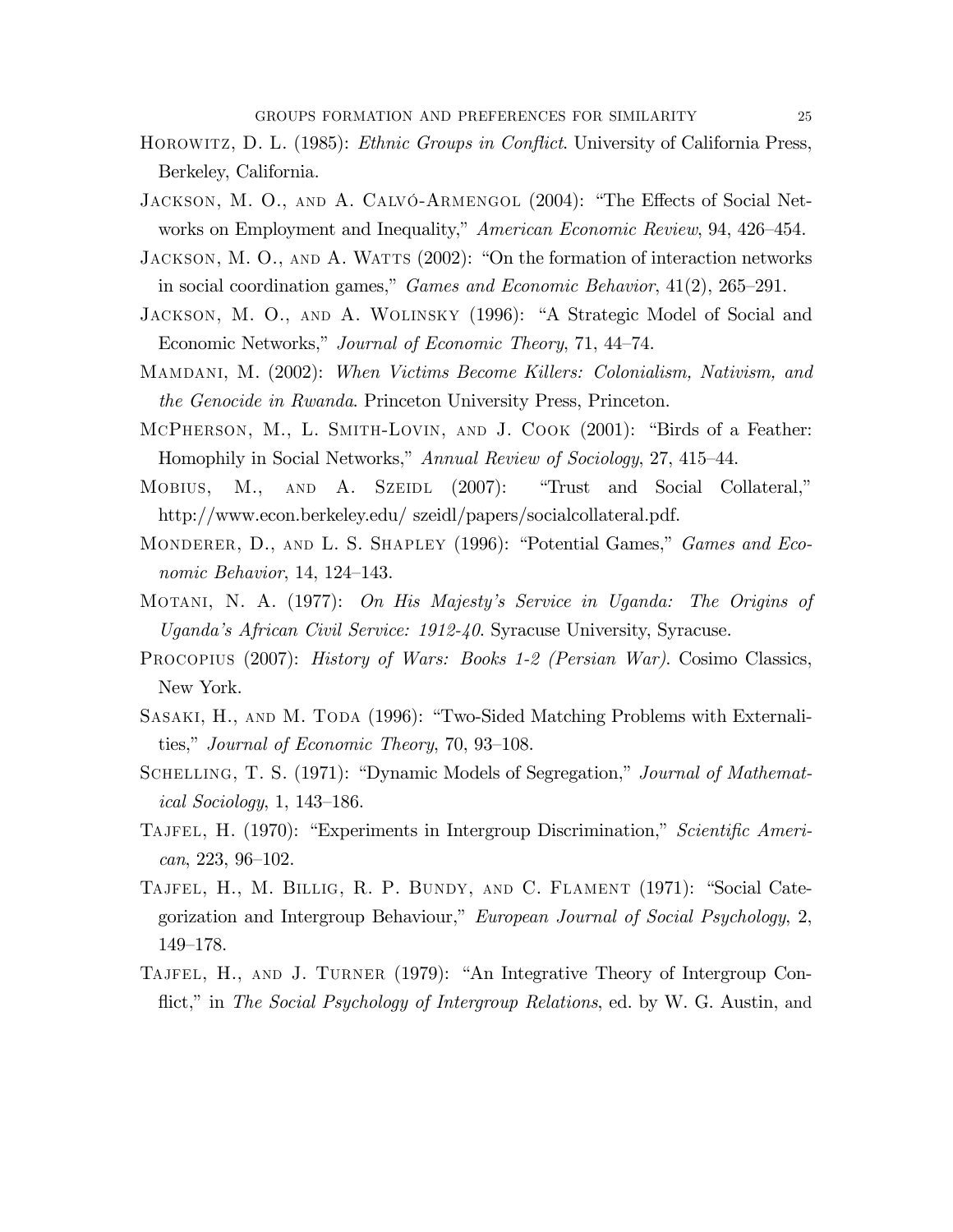Horowitz, D. L. (1985): *Ethnic Groups in Conflict*. University of California Press, Berkeley, California.

Jackson, M. O., and A. Calvó-Armengol (2004): "The Effects of Social Networks on Employment and Inequality," *American Economic Review*, 94, 426–454.

Jackson, M. O., and A. Watts (2002): "On the formation of interaction networks in social coordination games," *Games and Economic Behavior*, 41(2), 265–291.

Jackson, M. O., and A. Wolinsky (1996): "A Strategic Model of Social and Economic Networks," *Journal of Economic Theory*, 71, 44–74.

Mamdani, M. (2002): *When Victims Become Killers: Colonialism, Nativism, and the Genocide in Rwanda*. Princeton University Press, Princeton.

McPherson, M., L. Smith-Lovin, and J. Cook (2001): "Birds of a Feather: Homophily in Social Networks," *Annual Review of Sociology*, 27, 415–44.

Mobius, M., and A. Szeidl (2007): "Trust and Social Collateral," http://www.econ.berkeley.edu/ szeidl/papers/socialcollateral.pdf.

Monderer, D., and L. S. Shapley (1996): "Potential Games," *Games and Economic Behavior*, 14, 124–143.

Motani, N. A. (1977): *On His Majesty's Service in Uganda: The Origins of Uganda's African Civil Service: 1912-40*. Syracuse University, Syracuse.

Procopius (2007): *History of Wars: Books 1-2 (Persian War)*. Cosimo Classics, New York.

Sasaki, H., and M. Toda (1996): "Two-Sided Matching Problems with Externalities," *Journal of Economic Theory*, 70, 93–108.

Schelling, T. S. (1971): "Dynamic Models of Segregation," *Journal of Mathematical Sociology*, 1, 143–186.

Tajfel, H. (1970): "Experiments in Intergroup Discrimination," *Scientific American*, 223, 96–102.

Tajfel, H., M. Billig, R. P. Bundy, and C. Flament (1971): "Social Categorization and Intergroup Behaviour," *European Journal of Social Psychology*, 2, 149–178.

Tajfel, H., and J. Turner (1979): "An Integrative Theory of Intergroup Conflict," in *The Social Psychology of Intergroup Relations*, ed. by W. G. Austin, and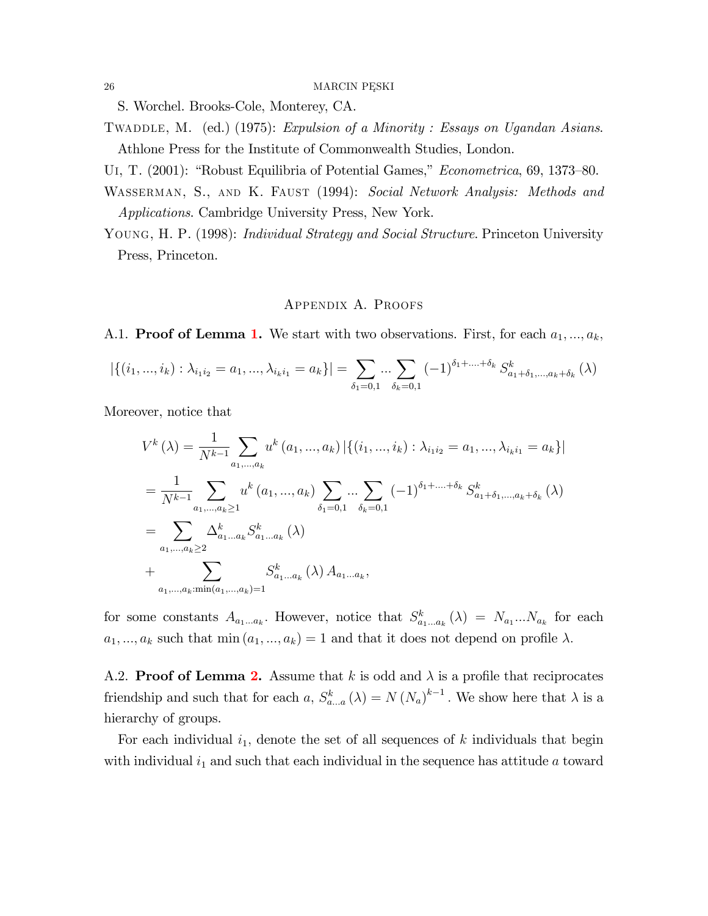S. Worchel. Brooks-Cole, Monterey, CA.

Twaddle, M. (ed.) (1975): *Expulsion of a Minority : Essays on Ugandan Asians*. Athlone Press for the Institute of Commonwealth Studies, London.

Ui, T. (2001): "Robust Equilibria of Potential Games," *Econometrica*, 69, 1373–80.

Wasserman, S., and K. Faust (1994): *Social Network Analysis: Methods and Applications*. Cambridge University Press, New York.

Young, H. P. (1998): *Individual Strategy and Social Structure*. Princeton University Press, Princeton.

## Appendix A. Proofs

A.1. **Proof of Lemma 1.** We start with two observations. First, for each $a_1, ..., a_k$,

$$\left|\{(i_1, ..., i_k) : \lambda_{i_1 i_2} = a_1, ..., \lambda_{i_k i_1} = a_k\}\right| = \sum_{\delta_1=0,1} ... \sum_{\delta_k=0,1} (-1)^{\delta_1+....+\delta_k} S^k_{a_1+\delta_1,...,a_k+\delta_k}(\lambda)$$

Moreover, notice that

$$\begin{aligned}
V^k(\lambda) &= \frac{1}{N^{k-1}} \sum_{a_1,...,a_k} u^k(a_1, ..., a_k) \left|\{(i_1, ..., i_k) : \lambda_{i_1 i_2} = a_1, ..., \lambda_{i_k i_1} = a_k\}\right| \\
&= \frac{1}{N^{k-1}} \sum_{a_1,...,a_k \geq 1} u^k(a_1, ..., a_k) \sum_{\delta_1=0,1} ... \sum_{\delta_k=0,1} (-1)^{\delta_1+....+\delta_k} S^k_{a_1+\delta_1,...,a_k+\delta_k}(\lambda) \\
&= \sum_{a_1,...,a_k \geq 2} \Delta^k_{a_1...a_k} S^k_{a_1...a_k}(\lambda) \\
&+ \sum_{a_1,...,a_k : \min(a_1,...,a_k)=1} S^k_{a_1...a_k}(\lambda) A_{a_1...a_k},
\end{aligned}$$

for some constants $A_{a_1...a_k}$. However, notice that $S^k_{a_1...a_k}(\lambda) = N_{a_1}...N_{a_k}$ for each $a_1, ..., a_k$ such that $\min(a_1, ..., a_k) = 1$ and that it does not depend on profile $\lambda$.

A.2. **Proof of Lemma 2.** Assume that $k$ is odd and $\lambda$ is a profile that reciprocates friendship and such that for each $a$, $S^k_{a...a}(\lambda) = N(N_a)^{k-1}$. We show here that $\lambda$ is a hierarchy of groups.

For each individual $i_1$, denote the set of all sequences of $k$ individuals that begin with individual $i_1$ and such that each individual in the sequence has attitude $a$ toward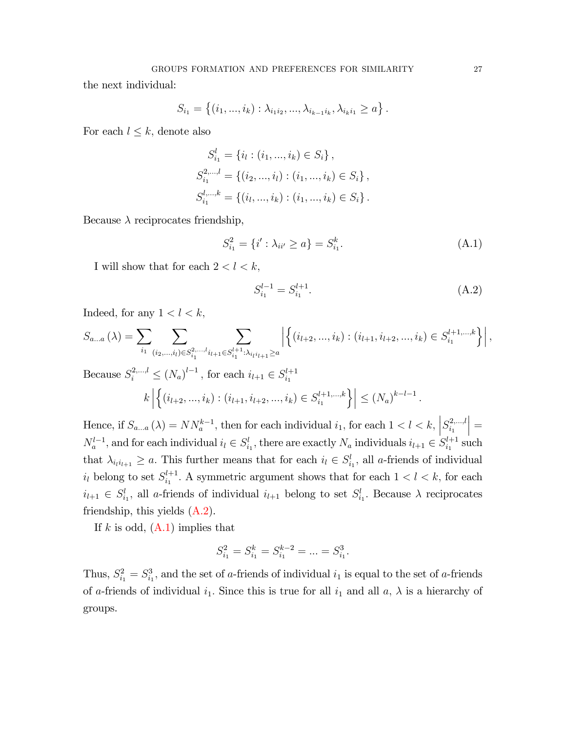the next individual:

$$S_{i_1} = \left\{ (i_1, ..., i_k) : \lambda_{i_1 i_2}, ..., \lambda_{i_{k-1} i_k}, \lambda_{i_k i_1} \geq a \right\}.$$

For each $l \leq k$, denote also

$$\begin{aligned}
S_{i_1}^{l} &= \{ i_l : (i_1, ..., i_k) \in S_i \}, \\
S_{i_1}^{2,...,l} &= \{ (i_2, ..., i_l) : (i_1, ..., i_k) \in S_i \}, \\
S_{i_1}^{l,...,k} &= \{ (i_l, ..., i_k) : (i_1, ..., i_k) \in S_i \}.
\end{aligned}$$

Because $\lambda$ reciprocates friendship,

$$S_{i_1}^{2} = \{ i' : \lambda_{ii'} \geq a \} = S_{i_1}^{k}. \tag{A.1}$$

I will show that for each $2 < l < k$,

$$S_{i_1}^{l-1} = S_{i_1}^{l+1}. \tag{A.2}$$

Indeed, for any $1 < l < k$,

$$S_{a...a}(\lambda) = \sum_{i_1} \sum_{(i_2,...,i_l) \in S_{i_1}^{2,...,l}} \sum_{i_{l+1} \in S_{i_1}^{l+1} : \lambda_{i_l i_{l+1}} \geq a} \left| \left\{ (i_{l+2}, ..., i_k) : (i_{l+1}, i_{l+2}, ..., i_k) \in S_{i_1}^{l+1,...,k} \right\} \right|,$$

Because $S_i^{2,...,l} \leq (N_a)^{l-1}$, for each $i_{l+1} \in S_{i_1}^{l+1}$

$$k \left| \left\{ (i_{l+2}, ..., i_k) : (i_{l+1}, i_{l+2}, ..., i_k) \in S_{i_1}^{l+1,...,k} \right\} \right| \leq (N_a)^{k-l-1}.$$

Hence, if $S_{a...a}(\lambda) = N N_a^{k-1}$, then for each individual $i_1$, for each $1 < l < k$, $\left| S_{i_1}^{2,...,l} \right| = N_a^{l-1}$, and for each individual $i_l \in S_{i_1}^{l}$, there are exactly $N_a$ individuals $i_{l+1} \in S_{i_1}^{l+1}$ such that $\lambda_{i_l i_{l+1}} \geq a$. This further means that for each $i_l \in S_{i_1}^{l}$, all $a$-friends of individual $i_l$ belong to set $S_{i_1}^{l+1}$. A symmetric argument shows that for each $1 < l < k$, for each $i_{l+1} \in S_{i_1}^{l}$, all $a$-friends of individual $i_{l+1}$ belong to set $S_{i_1}^{l}$. Because $\lambda$ reciprocates friendship, this yields (A.2).

If $k$ is odd, (A.1) implies that

$$S_{i_1}^{2} = S_{i_1}^{k} = S_{i_1}^{k-2} = ... = S_{i_1}^{3}.$$

Thus, $S_{i_1}^{2} = S_{i_1}^{3}$, and the set of $a$-friends of individual $i_1$ is equal to the set of $a$-friends of $a$-friends of individual $i_1$. Since this is true for all $i_1$ and all $a$, $\lambda$ is a hierarchy of groups.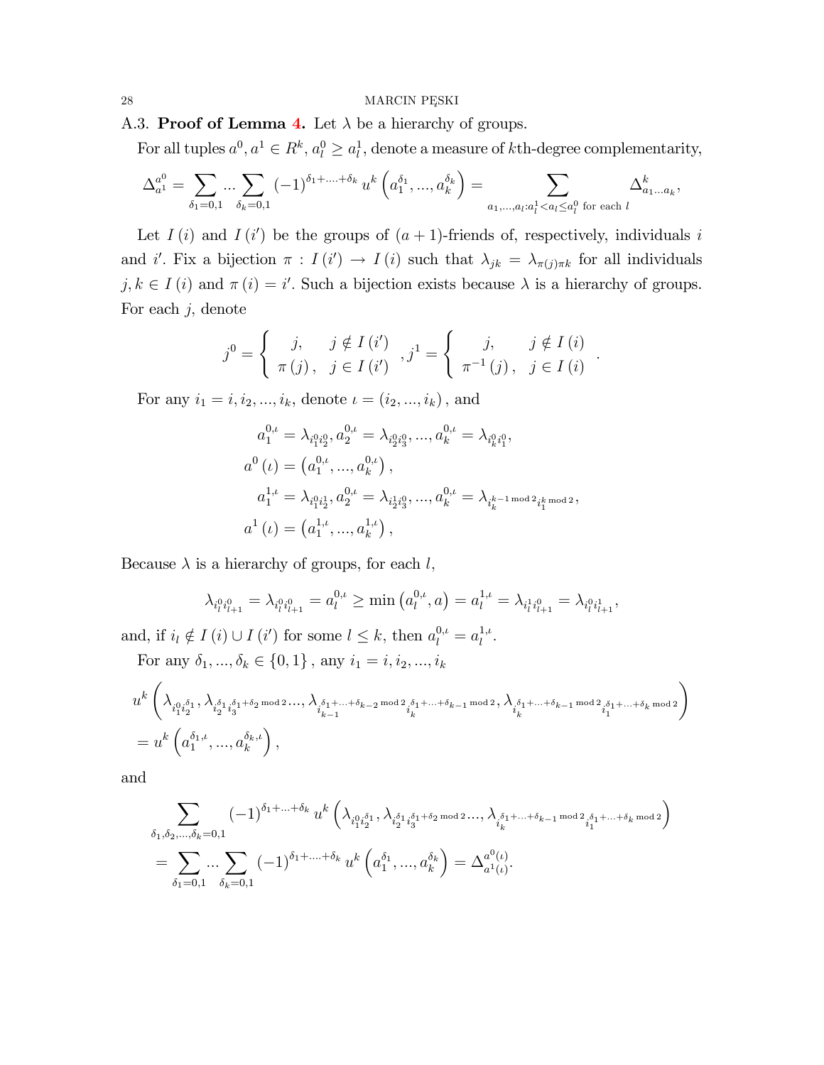A.3. **Proof of Lemma 4.** Let $\lambda$ be a hierarchy of groups.

For all tuples $a^0, a^1 \in R^k$, $a_l^0 \geq a_l^1$, denote a measure of $k$th-degree complementarity,

$$\Delta_{a^1}^{a^0} = \sum_{\delta_1=0,1} ... \sum_{\delta_k=0,1} (-1)^{\delta_1+....+\delta_k} u^k\left(a_1^{\delta_1}, ..., a_k^{\delta_k}\right) = \sum_{a_1,...,a_l : a_l^1 < a_l \leq a_l^0 \text{ for each } l} \Delta_{a_1...a_k}^k,$$

Let $I(i)$ and $I(i')$ be the groups of $(a+1)$-friends of, respectively, individuals $i$ and $i'$. Fix a bijection $\pi : I(i') \to I(i)$ such that $\lambda_{jk} = \lambda_{\pi(j)\pi k}$ for all individuals $j, k \in I(i)$ and $\pi(i) = i'$. Such a bijection exists because $\lambda$ is a hierarchy of groups. For each $j$, denote

$$j^0 = \begin{cases} j, & j \notin I(i') \\ \pi(j), & j \in I(i') \end{cases}, j^1 = \begin{cases} j, & j \notin I(i) \\ \pi^{-1}(j), & j \in I(i) \end{cases}.$$

For any $i_1 = i, i_2, ..., i_k$, denote $\iota = (i_2, ..., i_k)$, and

$$\begin{aligned}
a_1^{0,\iota} &= \lambda_{i_1^0 i_2^0}, a_2^{0,\iota} = \lambda_{i_2^0 i_3^0}, ..., a_k^{0,\iota} = \lambda_{i_k^0 i_1^0}, \\
a^0(\iota) &= \left(a_1^{0,\iota}, ..., a_k^{0,\iota}\right), \\
a_1^{1,\iota} &= \lambda_{i_1^0 i_2^1}, a_2^{0,\iota} = \lambda_{i_2^1 i_3^0}, ..., a_k^{0,\iota} = \lambda_{i_k^{k-1 \bmod 2} i_1^{k \bmod 2}}, \\
a^1(\iota) &= \left(a_1^{1,\iota}, ..., a_k^{1,\iota}\right),
\end{aligned}$$

Because $\lambda$ is a hierarchy of groups, for each $l$,

$$\lambda_{i_l^0 i_{l+1}^0} = \lambda_{i_l^0 i_{l+1}^0} = a_l^{0,\iota} \geq \min\left(a_l^{0,\iota}, a\right) = a_l^{1,\iota} = \lambda_{i_l^1 i_{l+1}^0} = \lambda_{i_l^0 i_{l+1}^1},$$

and, if $i_l \notin I(i) \cup I(i')$ for some $l \leq k$, then $a_l^{0,\iota} = a_l^{1,\iota}$.

For any $\delta_1, ..., \delta_k \in \{0, 1\}$, any $i_1 = i, i_2, ..., i_k$

$$\begin{aligned}
& u^k\left(\lambda_{i_1^0 i_2^{\delta_1}}, \lambda_{i_2^{\delta_1} i_3^{\delta_1+\delta_2 \bmod 2}} ..., \lambda_{i_{k-1}^{\delta_1+...+\delta_{k-2} \bmod 2} i_k^{\delta_1+...+\delta_{k-1} \bmod 2}}, \lambda_{i_k^{\delta_1+...+\delta_{k-1} \bmod 2} i_1^{\delta_1+...+\delta_k \bmod 2}}\right) \\
&= u^k\left(a_1^{\delta_1,\iota}, ..., a_k^{\delta_k,\iota}\right),
\end{aligned}$$

and

$$\begin{aligned}
& \sum_{\delta_1,\delta_2,...,\delta_k=0,1} (-1)^{\delta_1+...+\delta_k} u^k\left(\lambda_{i_1^0 i_2^{\delta_1}}, \lambda_{i_2^{\delta_1} i_3^{\delta_1+\delta_2 \bmod 2}} ..., \lambda_{i_k^{\delta_1+...+\delta_{k-1} \bmod 2} i_1^{\delta_1+...+\delta_k \bmod 2}}\right) \\
&= \sum_{\delta_1=0,1} ... \sum_{\delta_k=0,1} (-1)^{\delta_1+....+\delta_k} u^k\left(a_1^{\delta_1}, ..., a_k^{\delta_k}\right) = \Delta_{a^1(\iota)}^{a^0(\iota)}.
\end{aligned}$$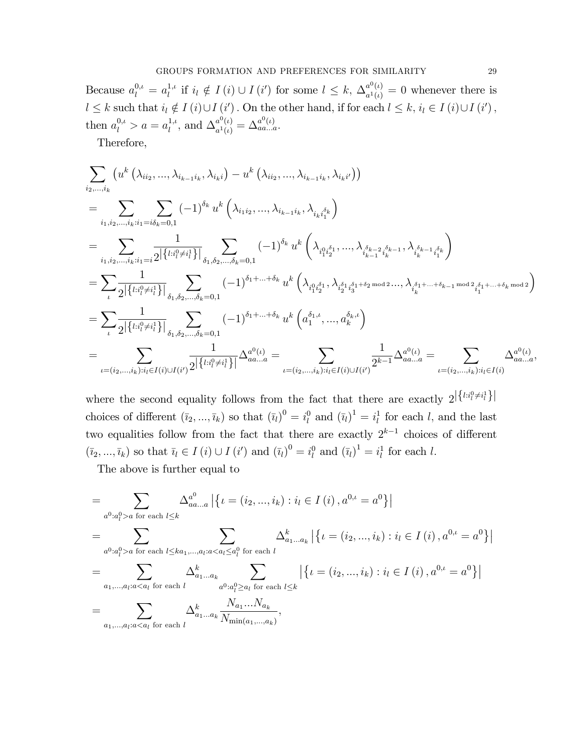Because $a_l^{0,\iota} = a_l^{1,\iota}$ if $i_l \notin I(i) \cup I(i')$ for some $l \leq k$, $\Delta_{a^1(\iota)}^{a^0(\iota)} = 0$ whenever there is $l \leq k$ such that $i_l \notin I(i) \cup I(i')$. On the other hand, if for each $l \leq k$, $i_l \in I(i) \cup I(i')$, then $a_l^{0,\iota} > a = a_l^{1,\iota}$, and $\Delta_{a^1(\iota)}^{a^0(\iota)} = \Delta_{aa...a}^{a^0(\iota)}$.

Therefore,

$$
\begin{aligned}
&\sum_{i_2,...,i_k} \left(u^k\left(\lambda_{ii_2},...,\lambda_{i_{k-1}i_k},\lambda_{i_k i}\right) - u^k\left(\lambda_{ii_2},...,\lambda_{i_{k-1}i_k},\lambda_{i_k i'}\right)\right) \\
&= \sum_{i_1,i_2,...,i_k: i_1 = i} \sum_{\delta_k = 0,1} (-1)^{\delta_k} u^k\left(\lambda_{i_1 i_2},...,\lambda_{i_{k-1}i_k},\lambda_{i_k i_1^{\delta_k}}\right) \\
&= \sum_{i_1,i_2,...,i_k: i_1 = i} \frac{1}{2^{\left|\left\{l: i_l^0 \neq i_l^1\right\}\right|}} \sum_{\delta_1,\delta_2,...,\delta_k = 0,1} (-1)^{\delta_k} u^k\left(\lambda_{i_1^0 i_2^{\delta_1}},...,\lambda_{i_{k-1}^{\delta_{k-2}} i_k^{\delta_{k-1}}},\lambda_{i_k^{\delta_{k-1}} i_1^{\delta_k}}\right) \\
&= \sum_{\iota} \frac{1}{2^{\left|\left\{l: i_l^0 \neq i_l^1\right\}\right|}} \sum_{\delta_1,\delta_2,...,\delta_k = 0,1} (-1)^{\delta_1 + ... + \delta_k} u^k\left(\lambda_{i_1^0 i_2^{\delta_1}},\lambda_{i_2^{\delta_1} i_3^{\delta_1+\delta_2 \bmod 2}}...,\lambda_{i_k^{\delta_1+...+\delta_{k-1} \bmod 2} i_1^{\delta_1+...+\delta_k \bmod 2}}\right) \\
&= \sum_{\iota} \frac{1}{2^{\left|\left\{l: i_l^0 \neq i_l^1\right\}\right|}} \sum_{\delta_1,\delta_2,...,\delta_k = 0,1} (-1)^{\delta_1 + ... + \delta_k} u^k\left(a_1^{\delta_1,\iota},...,a_k^{\delta_k,\iota}\right) \\
&= \sum_{\iota = (i_2,...,i_k): i_l \in I(i) \cup I(i')} \frac{1}{2^{\left|\left\{l: i_l^0 \neq i_l^1\right\}\right|}} \Delta_{aa...a}^{a^0(\iota)} = \sum_{\iota = (i_2,...,i_k): i_l \in I(i) \cup I(i')} \frac{1}{2^{k-1}} \Delta_{aa...a}^{a^0(\iota)} = \sum_{\iota = (i_2,...,i_k): i_l \in I(i)} \Delta_{aa...a}^{a^0(\iota)},
\end{aligned}
$$

where the second equality follows from the fact that there are exactly $2^{\left|\left\{l: i_l^0 \neq i_l^1\right\}\right|}$ choices of different $(\bar{\imath}_2, ..., \bar{\imath}_k)$ so that $(\bar{\imath}_l)^0 = i_l^0$ and $(\bar{\imath}_l)^1 = i_l^1$ for each $l$, and the last two equalities follow from the fact that there are exactly $2^{k-1}$ choices of different $(\bar{\imath}_2, ..., \bar{\imath}_k)$ so that $\bar{\imath}_l \in I(i) \cup I(i')$ and $(\bar{\imath}_l)^0 = i_l^0$ and $(\bar{\imath}_l)^1 = i_l^1$ for each $l$.

The above is further equal to

$$
\begin{aligned}
&= \sum_{a^0: a_l^0 > a \text{ for each } l \leq k} \Delta_{aa...a}^{a^0} \left|\left\{\iota = (i_2,...,i_k) : i_l \in I(i), a^{0,\iota} = a^0\right\}\right| \\
&= \sum_{a^0: a_l^0 > a \text{ for each } l \leq k} \sum_{a_1,...,a_l: a < a_l \leq a_l^0 \text{ for each } l} \Delta_{a_1...a_k}^k \left|\left\{\iota = (i_2,...,i_k) : i_l \in I(i), a^{0,\iota} = a^0\right\}\right| \\
&= \sum_{a_1,...,a_l: a < a_l \text{ for each } l} \Delta_{a_1...a_k}^k \sum_{a^0: a_l^0 \geq a_l \text{ for each } l \leq k} \left|\left\{\iota = (i_2,...,i_k) : i_l \in I(i), a^{0,\iota} = a^0\right\}\right| \\
&= \sum_{a_1,...,a_l: a < a_l \text{ for each } l} \Delta_{a_1...a_k}^k \frac{N_{a_1}...N_{a_k}}{N_{\min(a_1,...,a_k)}},
\end{aligned}
$$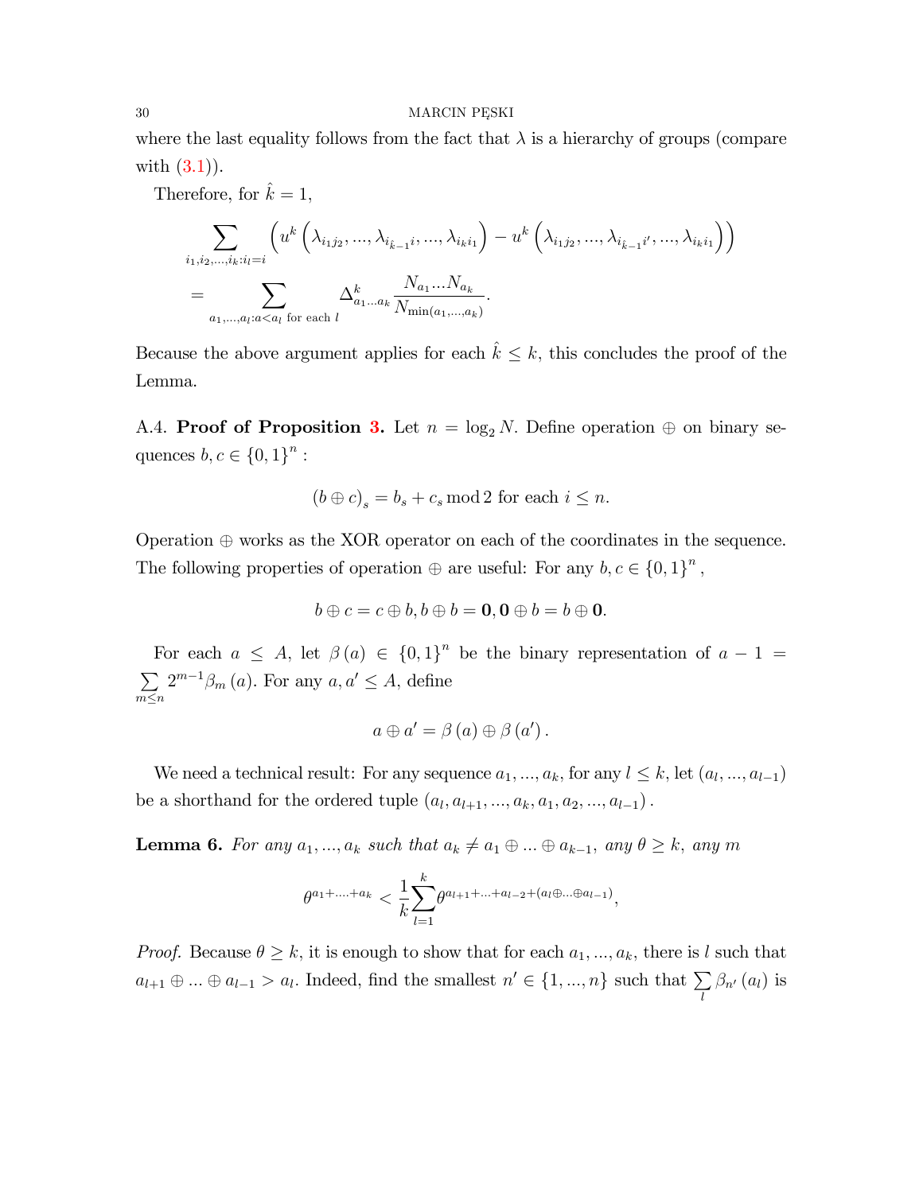where the last equality follows from the fact that $\lambda$ is a hierarchy of groups (compare with (3.1)).

Therefore, for $\hat{k}=1$,

$$\sum_{i_1,i_2,\ldots,i_k:i_l=i}\left(u^k\left(\lambda_{i_1j_2},\ldots,\lambda_{i_{\hat{k}-1}i},\ldots,\lambda_{i_ki_1}\right)-u^k\left(\lambda_{i_1j_2},\ldots,\lambda_{i_{\hat{k}-1}i'},\ldots,\lambda_{i_ki_1}\right)\right)$$
$$=\sum_{a_1,\ldots,a_l:a<a_l\text{ for each }l}\Delta^k_{a_1\ldots a_k}\frac{N_{a_1}\ldots N_{a_k}}{N_{\min(a_1,\ldots,a_k)}}.$$

Because the above argument applies for each $\hat{k}\leq k$, this concludes the proof of the Lemma.

A.4. **Proof of Proposition 3.** Let $n=\log_2 N$. Define operation $\oplus$ on binary sequences $b,c\in\{0,1\}^n$ :

$$(b\oplus c)_s=b_s+c_s \bmod 2\text{ for each }i\leq n.$$

Operation $\oplus$ works as the XOR operator on each of the coordinates in the sequence. The following properties of operation $\oplus$ are useful: For any $b,c\in\{0,1\}^n$,

$$b\oplus c=c\oplus b, b\oplus b=\mathbf{0}, \mathbf{0}\oplus b=b\oplus\mathbf{0}.$$

For each $a\leq A$, let $\beta(a)\in\{0,1\}^n$ be the binary representation of $a-1=\sum_{m\leq n}2^{m-1}\beta_m(a)$. For any $a,a'\leq A$, define

$$a\oplus a'=\beta(a)\oplus\beta(a').$$

We need a technical result: For any sequence $a_1,\ldots,a_k$, for any $l\leq k$, let $(a_l,\ldots,a_{l-1})$ be a shorthand for the ordered tuple $(a_l,a_{l+1},\ldots,a_k,a_1,a_2,\ldots,a_{l-1})$.

**Lemma 6.** *For any $a_1,\ldots,a_k$ such that $a_k\neq a_1\oplus\ldots\oplus a_{k-1}$, any $\theta\geq k$, any $m$*

$$\theta^{a_1+\ldots+a_k}<\frac{1}{k}\sum_{l=1}^{k}\theta^{a_{l+1}+\ldots+a_{l-2}+(a_l\oplus\ldots\oplus a_{l-1})},$$

*Proof.* Because $\theta\geq k$, it is enough to show that for each $a_1,\ldots,a_k$, there is $l$ such that $a_{l+1}\oplus\ldots\oplus a_{l-1}>a_l$. Indeed, find the smallest $n'\in\{1,\ldots,n\}$ such that $\sum_l\beta_{n'}(a_l)$ is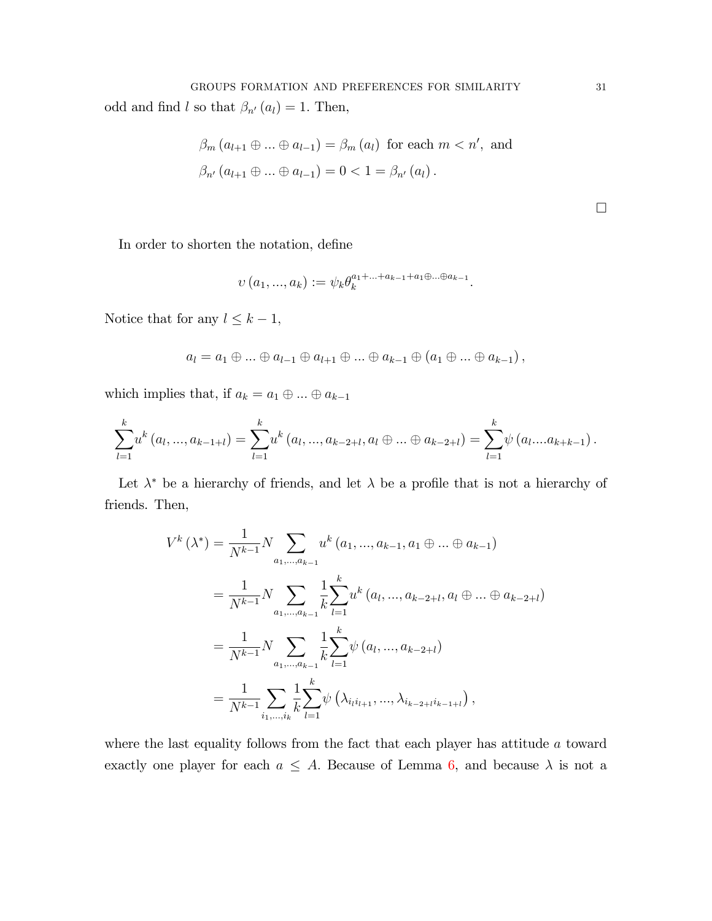odd and find $l$ so that $\beta_{n'}(a_l) = 1$. Then,

$$\beta_m(a_{l+1} \oplus ... \oplus a_{l-1}) = \beta_m(a_l) \text{ for each } m < n', \text{ and}$$

$$\beta_{n'}(a_{l+1} \oplus ... \oplus a_{l-1}) = 0 < 1 = \beta_{n'}(a_l).$$

□

In order to shorten the notation, define

$$\upsilon(a_1, ..., a_k) := \psi_k \theta_k^{a_1 + ... + a_{k-1} + a_1 \oplus ... \oplus a_{k-1}}.$$

Notice that for any $l \leq k-1$,

$$a_l = a_1 \oplus ... \oplus a_{l-1} \oplus a_{l+1} \oplus ... \oplus a_{k-1} \oplus (a_1 \oplus ... \oplus a_{k-1}),$$

which implies that, if $a_k = a_1 \oplus ... \oplus a_{k-1}$

$$\sum_{l=1}^{k} u^k(a_l, ..., a_{k-1+l}) = \sum_{l=1}^{k} u^k(a_l, ..., a_{k-2+l}, a_l \oplus ... \oplus a_{k-2+l}) = \sum_{l=1}^{k} \psi(a_l....a_{k+k-1}).$$

Let $\lambda^*$ be a hierarchy of friends, and let $\lambda$ be a profile that is not a hierarchy of friends. Then,

$$\begin{aligned}
V^k(\lambda^*) &= \frac{1}{N^{k-1}} N \sum_{a_1,...,a_{k-1}} u^k(a_1, ..., a_{k-1}, a_1 \oplus ... \oplus a_{k-1}) \\
&= \frac{1}{N^{k-1}} N \sum_{a_1,...,a_{k-1}} \frac{1}{k} \sum_{l=1}^{k} u^k(a_l, ..., a_{k-2+l}, a_l \oplus ... \oplus a_{k-2+l}) \\
&= \frac{1}{N^{k-1}} N \sum_{a_1,...,a_{k-1}} \frac{1}{k} \sum_{l=1}^{k} \psi(a_l, ..., a_{k-2+l}) \\
&= \frac{1}{N^{k-1}} \sum_{i_1,...,i_k} \frac{1}{k} \sum_{l=1}^{k} \psi(\lambda_{i_l i_{l+1}}, ..., \lambda_{i_{k-2+l} i_{k-1+l}}),
\end{aligned}$$

where the last equality follows from the fact that each player has attitude $a$ toward exactly one player for each $a \leq A$. Because of Lemma 6, and because $\lambda$ is not a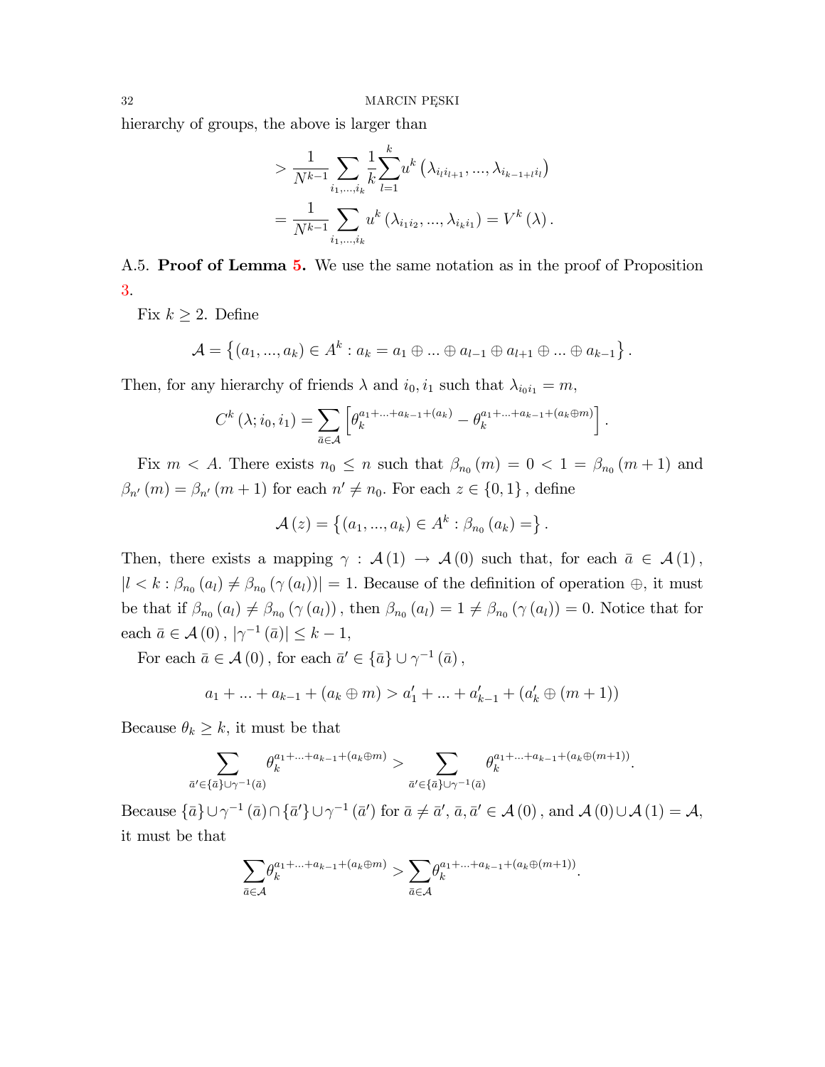hierarchy of groups, the above is larger than

$$> \frac{1}{N^{k-1}} \sum_{i_1,...,i_k} \frac{1}{k} \sum_{l=1}^{k} u^k \left(\lambda_{i_l i_{l+1}}, ..., \lambda_{i_{k-1+l} i_l}\right)$$

$$= \frac{1}{N^{k-1}} \sum_{i_1,...,i_k} u^k \left(\lambda_{i_1 i_2}, ..., \lambda_{i_k i_1}\right) = V^k (\lambda) .$$

A.5. **Proof of Lemma 5.** We use the same notation as in the proof of Proposition 3.

Fix $k \geq 2$. Define

$$\mathcal{A} = \left\{ (a_1, ..., a_k) \in A^k : a_k = a_1 \oplus ... \oplus a_{l-1} \oplus a_{l+1} \oplus ... \oplus a_{k-1} \right\}.$$

Then, for any hierarchy of friends $\lambda$ and $i_0, i_1$ such that $\lambda_{i_0 i_1} = m$,

$$C^k (\lambda; i_0, i_1) = \sum_{\bar{a} \in \mathcal{A}} \left[ \theta_k^{a_1 + ... + a_{k-1} + (a_k)} - \theta_k^{a_1 + ... + a_{k-1} + (a_k \oplus m)} \right].$$

Fix $m < A$. There exists $n_0 \leq n$ such that $\beta_{n_0} (m) = 0 < 1 = \beta_{n_0} (m+1)$ and $\beta_{n'} (m) = \beta_{n'} (m+1)$ for each $n' \neq n_0$. For each $z \in \{0, 1\}$, define

$$\mathcal{A} (z) = \left\{ (a_1, ..., a_k) \in A^k : \beta_{n_0} (a_k) = \right\}.$$

Then, there exists a mapping $\gamma : \mathcal{A} (1) \to \mathcal{A} (0)$ such that, for each $\bar{a} \in \mathcal{A} (1)$, $|l < k : \beta_{n_0} (a_l) \neq \beta_{n_0} (\gamma (a_l))| = 1$. Because of the definition of operation $\oplus$, it must be that if $\beta_{n_0} (a_l) \neq \beta_{n_0} (\gamma (a_l))$, then $\beta_{n_0} (a_l) = 1 \neq \beta_{n_0} (\gamma (a_l)) = 0$. Notice that for each $\bar{a} \in \mathcal{A} (0)$, $|\gamma^{-1} (\bar{a})| \leq k - 1$,

For each $\bar{a} \in \mathcal{A} (0)$, for each $\bar{a}' \in \{\bar{a}\} \cup \gamma^{-1} (\bar{a})$,

$$a_1 + ... + a_{k-1} + (a_k \oplus m) > a_1' + ... + a_{k-1}' + (a_k' \oplus (m+1))$$

Because $\theta_k \geq k$, it must be that

$$\sum_{\bar{a}' \in \{\bar{a}\} \cup \gamma^{-1}(\bar{a})} \theta_k^{a_1 + ... + a_{k-1} + (a_k \oplus m)} > \sum_{\bar{a}' \in \{\bar{a}\} \cup \gamma^{-1}(\bar{a})} \theta_k^{a_1 + ... + a_{k-1} + (a_k \oplus (m+1))}.$$

Because $\{\bar{a}\} \cup \gamma^{-1} (\bar{a}) \cap \{\bar{a}'\} \cup \gamma^{-1} (\bar{a}')$ for $\bar{a} \neq \bar{a}'$, $\bar{a}, \bar{a}' \in \mathcal{A} (0)$, and $\mathcal{A} (0) \cup \mathcal{A} (1) = \mathcal{A}$, it must be that

$$\sum_{\bar{a} \in \mathcal{A}} \theta_k^{a_1 + ... + a_{k-1} + (a_k \oplus m)} > \sum_{\bar{a} \in \mathcal{A}} \theta_k^{a_1 + ... + a_{k-1} + (a_k \oplus (m+1))}.$$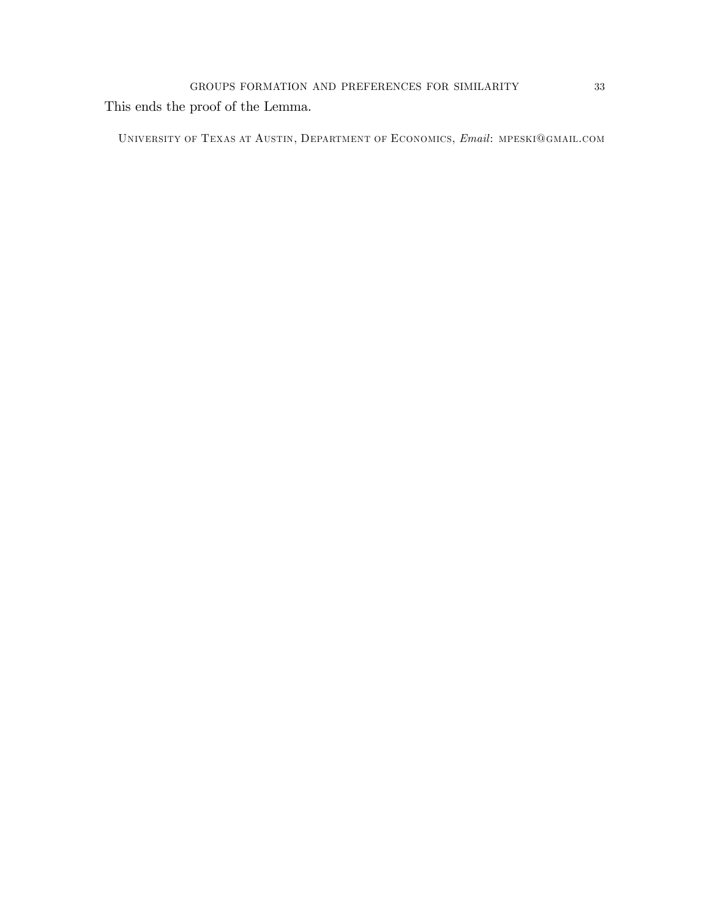This ends the proof of the Lemma.

University of Texas at Austin, Department of Economics, *Email*: mpeski@gmail.com